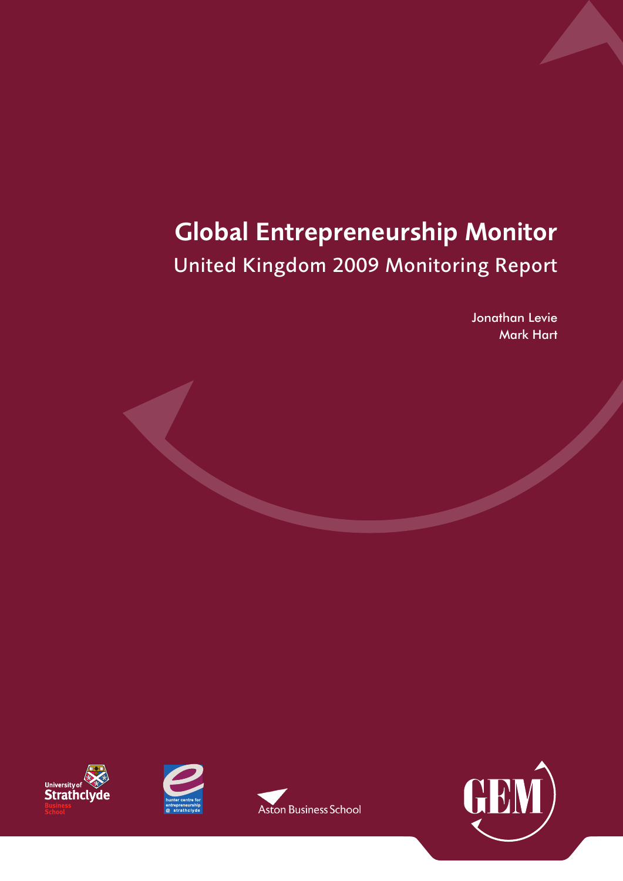# Global Entrepreneurship Monitor

## United Kingdom 2009 Monitoring Report

Jonathan Levie

Mark Hart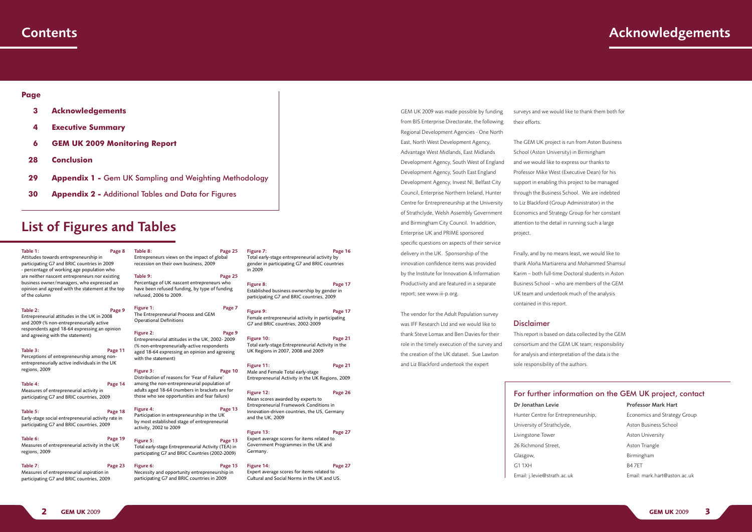# Contents

**Page**

- **3** **Acknowledgements**
- **4** **Executive Summary**
- **6** **GEM UK 2009 Monitoring Report**
- **28** **Conclusion**
- **29** **Appendix 1 -** Gem UK Sampling and Weighting Methodology
- **30** **Appendix 2 -** Additional Tables and Data for Figures

# List of Figures and Tables

**Table 1:** Page 8
Attitudes towards entrepreneurship in participating G7 and BRIC countries in 2009 - percentage of working age population who are neither nascent entrepreneurs nor existing business owner/managers, who expressed an opinion and agreed with the statement at the top of the column

**Table 2:** Page 9
Entrepreneurial attitudes in the UK in 2008 and 2009 (% non-entrepreneurially active respondents aged 18-64 expressing an opinion and agreeing with the statement)

**Table 3:** Page 11
Perceptions of entrepreneurship among non-entrepreneurially active individuals in the UK regions, 2009

**Table 4:** Page 14
Measures of entrepreneurial activity in participating G7 and BRIC countries, 2009

**Table 5:** Page 18
Early-stage social entrepreneurial activity rate in participating G7 and BRIC countries, 2009

**Table 6:** Page 19
Measures of entrepreneurial activity in the UK regions, 2009

**Table 7:** Page 23
Measures of entrepreneurial aspiration in participating G7 and BRIC countries, 2009

**Table 8:** Page 25
Entrepreneurs views on the impact of global recession on their own business, 2009

**Table 9:** Page 25
Percentage of UK nascent entrepreneurs who have been refused funding, by type of funding refused, 2006 to 2009.

**Figure 1:** Page 7
The Entrepreneurial Process and GEM Operational Definitions

**Figure 2:** Page 9
Entrepreneurial attitudes in the UK, 2002- 2009 (% non-entrepreneurially-active respondents aged 18-64 expressing an opinion and agreeing with the statement)

**Figure 3:** Page 10
Distribution of reasons for 'Fear of Failure' among the non-entrepreneurial population of adults aged 18-64 (numbers in brackets are for those who see opportunities and fear failure)

**Figure 4:** Page 13
Participation in entrepreneurship in the UK by most established stage of entrepreneurial activity, 2002 to 2009

**Figure 5:** Page 13
Total early-stage Entrepreneurial Activity (TEA) in participating G7 and BRIC Countries (2002-2009)

**Figure 6:** Page 15
Necessity and opportunity entrepreneurship in participating G7 and BRIC countries in 2009

**Figure 7:** Page 16
Total early-stage entrepreneurial activity by gender in participating G7 and BRIC countries in 2009

**Figure 8:** Page 17
Established business ownership by gender in participating G7 and BRIC countries, 2009

**Figure 9:** Page 17
Female entrepreneurial activity in participating G7 and BRIC countries, 2002-2009

**Figure 10:** Page 21
Total early-stage Entrepreneurial Activity in the UK Regions in 2007, 2008 and 2009

**Figure 11:** Page 21
Male and Female Total early-stage Entrepreneurial Activity in the UK Regions, 2009

**Figure 12:** Page 26
Mean scores awarded by experts to Entrepreneurial Framework Conditions in Innovation-driven countries, the US, Germany and the UK, 2009

**Figure 13:** Page 27
Expert average scores for items related to Government Programmes in the UK and Germany.

**Figure 14:** Page 27
Expert average scores for items related to Cultural and Social Norms in the UK and US.

# Acknowledgements

GEM UK 2009 was made possible by funding from BIS Enterprise Directorate, the following Regional Development Agencies - One North East, North West Development Agency, Advantage West Midlands, East Midlands Development Agency, South West of England Development Agency, South East England Development Agency, Invest NI, Belfast City Council, Enterprise Northern Ireland, Hunter Centre for Entrepreneurship at the University of Strathclyde, Welsh Assembly Government and Birmingham City Council. In addition, Enterprise UK and PRIME sponsored specific questions on aspects of their service delivery in the UK. Sponsorship of the innovation confidence items was provided by the Institute for Innovation & Information Productivity and are featured in a separate report; see www.iii-p.org.

The vendor for the Adult Population survey was IFF Research Ltd and we would like to thank Steve Lomax and Ben Davies for their role in the timely execution of the survey and the creation of the UK dataset. Sue Lawton and Liz Blackford undertook the expert surveys and we would like to thank them both for their efforts.

The GEM UK project is run from Aston Business School (Aston University) in Birmingham and we would like to express our thanks to Professor Mike West (Executive Dean) for his support in enabling this project to be managed through the Business School. We are indebted to Liz Blackford (Group Administrator) in the Economics and Strategy Group for her constant attention to the detail in running such a large project.

Finally, and by no means least, we would like to thank Aloña Martiarena and Mohammed Shamsul Karim – both full-time Doctoral students in Aston Business School – who are members of the GEM UK team and undertook much of the analysis contained in this report.

## Disclaimer

This report is based on data collected by the GEM consortium and the GEM UK team; responsibility for analysis and interpretation of the data is the sole responsibility of the authors.

## For further information on the GEM UK project, contact

**Dr Jonathan Levie**
Hunter Centre for Entrepreneurship,
University of Strathclyde,
Livingstone Tower
26 Richmond Street,
Glasgow,
G1 1XH
Email: j.levie@strath.ac.uk

**Professor Mark Hart**
Economics and Strategy Group
Aston Business School
Aston University
Aston Triangle
Birmingham
B4 7ET
Email: mark.hart@aston.ac.uk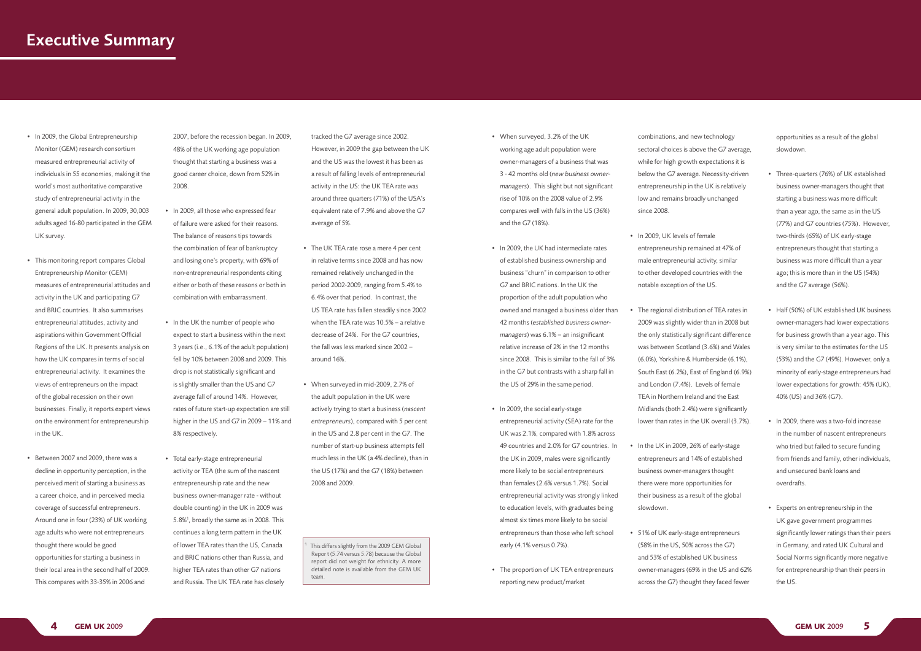# Executive Summary

- In 2009, the Global Entrepreneurship Monitor (GEM) research consortium measured entrepreneurial activity of individuals in 55 economies, making it the world's most authoritative comparative study of entrepreneurial activity in the general adult population. In 2009, 30,003 adults aged 16-80 participated in the GEM UK survey.

- This monitoring report compares Global Entrepreneurship Monitor (GEM) measures of entrepreneurial attitudes and activity in the UK and participating G7 and BRIC countries. It also summarises entrepreneurial attitudes, activity and aspirations within Government Official Regions of the UK. It presents analysis on how the UK compares in terms of social entrepreneurial activity. It examines the views of entrepreneurs on the impact of the global recession on their own businesses. Finally, it reports expert views on the environment for entrepreneurship in the UK.

- Between 2007 and 2009, there was a decline in opportunity perception, in the perceived merit of starting a business as a career choice, and in perceived media coverage of successful entrepreneurs. Around one in four (23%) of UK working age adults who were not entrepreneurs thought there would be good opportunities for starting a business in their local area in the second half of 2009. This compares with 33-35% in 2006 and 2007, before the recession began. In 2009, 48% of the UK working age population thought that starting a business was a good career choice, down from 52% in 2008.

- In 2009, all those who expressed fear of failure were asked for their reasons. The balance of reasons tips towards the combination of fear of bankruptcy and losing one's property, with 69% of non-entrepreneurial respondents citing either or both of these reasons or both in combination with embarrassment.

- In the UK the number of people who expect to start a business within the next 3 years (i.e., 6.1% of the adult population) fell by 10% between 2008 and 2009. This drop is not statistically significant and is slightly smaller than the US and G7 average fall of around 14%. However, rates of future start-up expectation are still higher in the US and G7 in 2009 – 11% and 8% respectively.

- Total early-stage entrepreneurial activity or TEA (the sum of the nascent entrepreneurship rate and the new business owner-manager rate - without double counting) in the UK in 2009 was 5.8%[1], broadly the same as in 2008. This continues a long term pattern in the UK of lower TEA rates than the US, Canada and BRIC nations other than Russia, and higher TEA rates than other G7 nations and Russia. The UK TEA rate has closely tracked the G7 average since 2002. However, in 2009 the gap between the UK and the US was the lowest it has been as a result of falling levels of entrepreneurial activity in the US: the UK TEA rate was around three quarters (71%) of the USA's equivalent rate of 7.9% and above the G7 average of 5%.

- The UK TEA rate rose a mere 4 per cent in relative terms since 2008 and has now remained relatively unchanged in the period 2002-2009, ranging from 5.4% to 6.4% over that period. In contrast, the US TEA rate has fallen steadily since 2002 when the TEA rate was 10.5% – a relative decrease of 24%. For the G7 countries, the fall was less marked since 2002 – around 16%.

- When surveyed in mid-2009, 2.7% of the adult population in the UK were actively trying to start a business (*nascent entrepreneurs*), compared with 5 per cent in the US and 2.8 per cent in the G7. The number of start-up business attempts fell much less in the UK (a 4% decline), than in the US (17%) and the G7 (18%) between 2008 and 2009.

[1] This differs slightly from the 2009 GEM Global Report (5.74 versus 5.78) because the Global report did not weight for ethnicity. A more detailed note is available from the GEM UK team.

- When surveyed, 3.2% of the UK working age adult population were owner-managers of a business that was 3 - 42 months old (*new business owner-managers*). This slight but not significant rise of 10% on the 2008 value of 2.9% compares well with falls in the US (36%) and the G7 (18%).

- In 2009, the UK had intermediate rates of established business ownership and business "churn" in comparison to other G7 and BRIC nations. In the UK the proportion of the adult population who owned and managed a business older than 42 months (*established business owner-managers*) was 6.1% – an insignificant relative increase of 2% in the 12 months since 2008. This is similar to the fall of 3% in the G7 but contrasts with a sharp fall in the US of 29% in the same period.

- In 2009, the social early-stage entrepreneurial activity (SEA) rate for the UK was 2.1%, compared with 1.8% across 49 countries and 2.0% for G7 countries. In the UK in 2009, males were significantly more likely to be social entrepreneurs than females (2.6% versus 1.7%). Social entrepreneurial activity was strongly linked to education levels, with graduates being almost six times more likely to be social entrepreneurs than those who left school early (4.1% versus 0.7%).

- The proportion of UK TEA entrepreneurs reporting new product/market combinations, and new technology sectoral choices is above the G7 average, while for high growth expectations it is below the G7 average. Necessity-driven entrepreneurship in the UK is relatively low and remains broadly unchanged since 2008.

- In 2009, UK levels of female entrepreneurship remained at 47% of male entrepreneurial activity, similar to other developed countries with the notable exception of the US.

- The regional distribution of TEA rates in 2009 was slightly wider than in 2008 but the only statistically significant difference was between Scotland (3.6%) and Wales (6.0%), Yorkshire & Humberside (6.1%), South East (6.2%), East of England (6.9%) and London (7.4%). Levels of female TEA in Northern Ireland and the East Midlands (both 2.4%) were significantly lower than rates in the UK overall (3.7%).

- In the UK in 2009, 26% of early-stage entrepreneurs and 14% of established business owner-managers thought there were more opportunities for their business as a result of the global slowdown.

- 51% of UK early-stage entrepreneurs (58% in the US, 50% across the G7) and 53% of established UK business owner-managers (69% in the US and 62% across the G7) thought they faced fewer opportunities as a result of the global slowdown.

- Three-quarters (76%) of UK established business owner-managers thought that starting a business was more difficult than a year ago, the same as in the US (77%) and G7 countries (75%). However, two-thirds (65%) of UK early-stage entrepreneurs thought that starting a business was more difficult than a year ago; this is more than in the US (54%) and the G7 average (56%).

- Half (50%) of UK established UK business owner-managers had lower expectations for business growth than a year ago. This is very similar to the estimates for the US (53%) and the G7 (49%). However, only a minority of early-stage entrepreneurs had lower expectations for growth: 45% (UK), 40% (US) and 36% (G7).

- In 2009, there was a two-fold increase in the number of nascent entrepreneurs who tried but failed to secure funding from friends and family, other individuals, and unsecured bank loans and overdrafts.

- Experts on entrepreneurship in the UK gave government programmes significantly lower ratings than their peers in Germany, and rated UK Cultural and Social Norms significantly more negative for entrepreneurship than their peers in the US.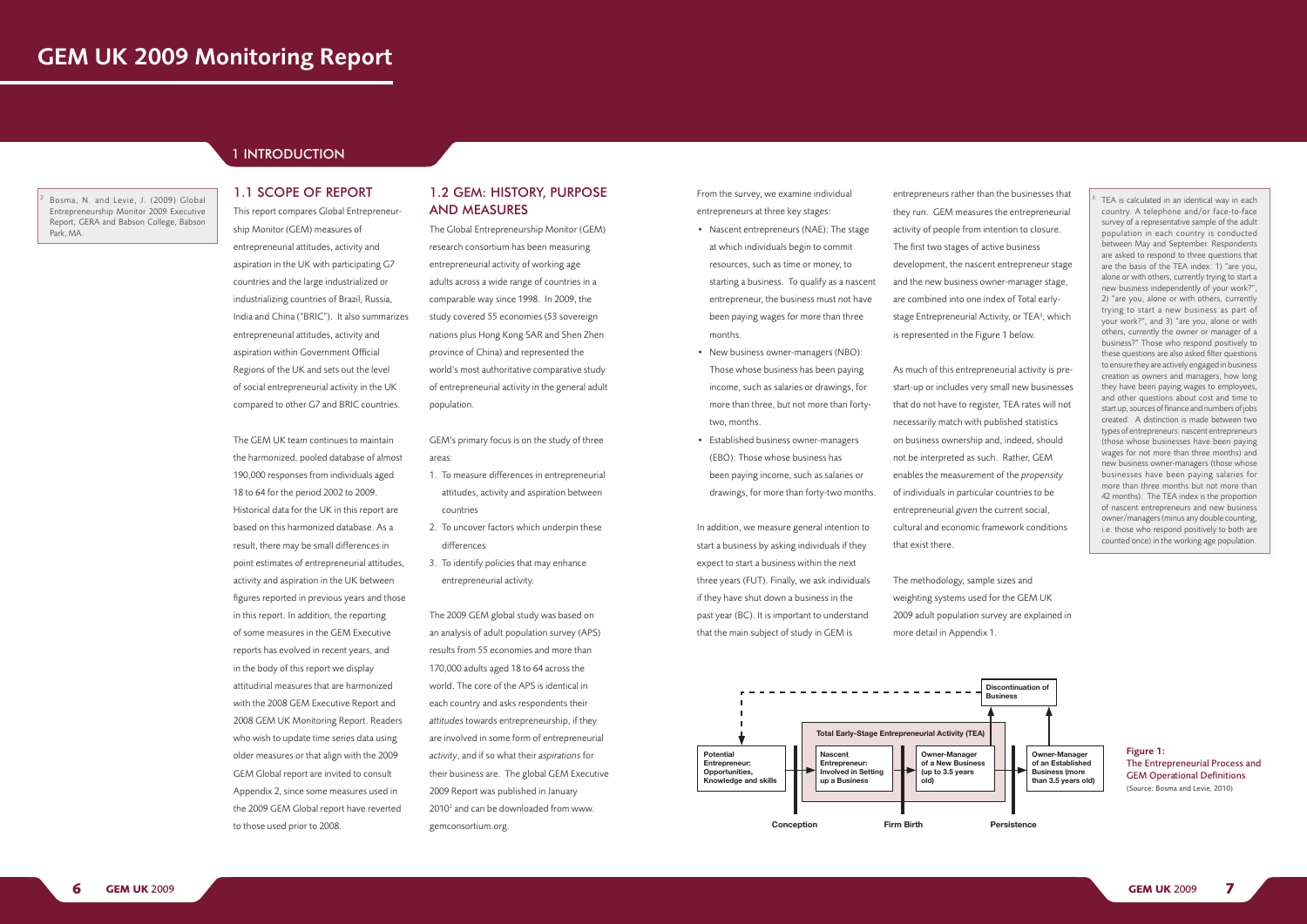# GEM UK 2009 Monitoring Report

## 1 INTRODUCTION

### 1.1 SCOPE OF REPORT

This report compares Global Entrepreneurship Monitor (GEM) measures of entrepreneurial attitudes, activity and aspiration in the UK with participating G7 countries and the large industrialized or industrializing countries of Brazil, Russia, India and China ("BRIC"). It also summarizes entrepreneurial attitudes, activity and aspiration within Government Official Regions of the UK and sets out the level of social entrepreneurial activity in the UK compared to other G7 and BRIC countries.

The GEM UK team continues to maintain the harmonized, pooled database of almost 190,000 responses from individuals aged 18 to 64 for the period 2002 to 2009. Historical data for the UK in this report are based on this harmonized database. As a result, there may be small differences in point estimates of entrepreneurial attitudes, activity and aspiration in the UK between figures reported in previous years and those in this report. In addition, the reporting of some measures in the GEM Executive reports has evolved in recent years, and in the body of this report we display attitudinal measures that are harmonized with the 2008 GEM Executive Report and 2008 GEM UK Monitoring Report. Readers who wish to update time series data using older measures or that align with the 2009 GEM Global report are invited to consult Appendix 2, since some measures used in the 2009 GEM Global report have reverted to those used prior to 2008.

### 1.2 GEM: HISTORY, PURPOSE AND MEASURES

The Global Entrepreneurship Monitor (GEM) research consortium has been measuring entrepreneurial activity of working age adults across a wide range of countries in a comparable way since 1998. In 2009, the study covered 55 economies (53 sovereign nations plus Hong Kong SAR and Shen Zhen province of China) and represented the world's most authoritative comparative study of entrepreneurial activity in the general adult population.

GEM's primary focus is on the study of three areas:

1. To measure differences in entrepreneurial attitudes, activity and aspiration between countries
2. To uncover factors which underpin these differences
3. To identify policies that may enhance entrepreneurial activity.

The 2009 GEM global study was based on an analysis of adult population survey (APS) results from 55 economies and more than 170,000 adults aged 18 to 64 across the world. The core of the APS is identical in each country and asks respondents their *attitudes* towards entrepreneurship, if they are involved in some form of entrepreneurial *activity*, and if so what their *aspirations* for their business are. The global GEM Executive 2009 Report was published in January 2010[2] and can be downloaded from www.gemconsortium.org.

From the survey, we examine individual entrepreneurs at three key stages:

- Nascent entrepreneurs (NAE): The stage at which individuals begin to commit resources, such as time or money, to starting a business. To qualify as a nascent entrepreneur, the business must not have been paying wages for more than three months.
- New business owner-managers (NBO): Those whose business has been paying income, such as salaries or drawings, for more than three, but not more than forty-two, months.
- Established business owner-managers (EBO): Those whose business has been paying income, such as salaries or drawings, for more than forty-two months.

In addition, we measure general intention to start a business by asking individuals if they expect to start a business within the next three years (FUT). Finally, we ask individuals if they have shut down a business in the past year (BC). It is important to understand that the main subject of study in GEM is entrepreneurs rather than the businesses that they run. GEM measures the entrepreneurial activity of people from intention to closure. The first two stages of active business development, the nascent entrepreneur stage and the new business owner-manager stage, are combined into one index of Total early-stage Entrepreneurial Activity, or TEA[3], which is represented in the Figure 1 below.

As much of this entrepreneurial activity is pre-start-up or includes very small new businesses that do not have to register, TEA rates will not necessarily match with published statistics on business ownership and, indeed, should not be interpreted as such. Rather, GEM enables the measurement of the *propensity* of individuals in particular countries to be entrepreneurial *given* the current social, cultural and economic framework conditions that exist there.

The methodology, sample sizes and weighting systems used for the GEM UK 2009 adult population survey are explained in more detail in Appendix 1.

**Figure 1:** The Entrepreneurial Process and GEM Operational Definitions (Source: Bosma and Levie, 2010)

[2] Bosma, N. and Levie, J. (2009) Global Entrepreneurship Monitor 2009 Executive Report, GERA and Babson College, Babson Park, MA.

[3] TEA is calculated in an identical way in each country. A telephone and/or face-to-face survey of a representative sample of the adult population in each country is conducted between May and September. Respondents are asked to respond to three questions that are the basis of the TEA index: 1) "are you, alone or with others, currently trying to start a new business independently of your work?", 2) "are you, alone or with others, currently trying to start a new business as part of your work?", and 3) "are you, alone or with others, currently the owner or manager of a business?" Those who respond positively to these questions are also asked filter questions to ensure they are actively engaged in business creation as owners and managers, how long they have been paying wages to employees, and other questions about cost and time to start up, sources of finance and numbers of jobs created. A distinction is made between two types of entrepreneurs: nascent entrepreneurs (those whose businesses have been paying wages for not more than three months) and new business owner-managers (those whose businesses have been paying salaries for more than three months but not more than 42 months). The TEA index is the proportion of nascent entrepreneurs and new business owner/managers (minus any double counting, i.e. those who respond positively to both are counted once) in the working age population.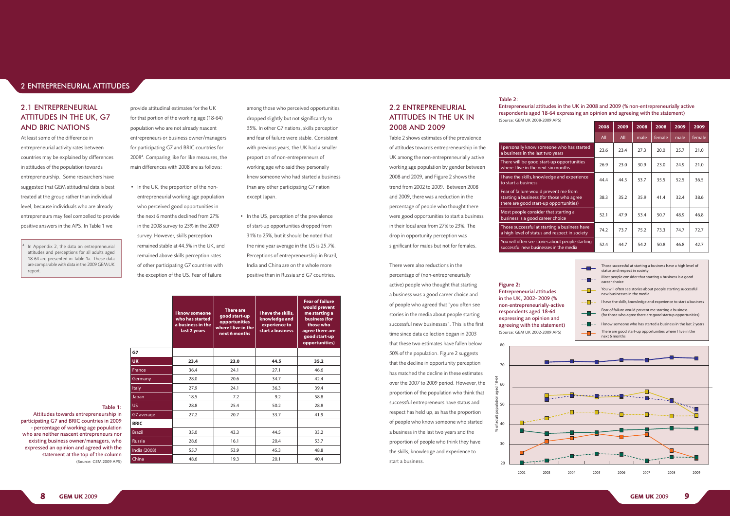# 2 ENTREPRENEURIAL ATTITUDES

## 2.1 ENTREPRENEURIAL ATTITUDES IN THE UK, G7 AND BRIC NATIONS

At least some of the difference in entrepreneurial activity rates between countries may be explained by differences in attitudes of the population towards entrepreneurship. Some researchers have suggested that GEM attitudinal data is best treated at the group rather than individual level, because individuals who are already entrepreneurs may feel compelled to provide positive answers in the APS. In Table 1 we provide attitudinal estimates for the UK for that portion of the working age (18-64) population who are not already nascent entrepreneurs or business owner/managers for participating G7 and BRIC countries for 2008[4]. Comparing like for like measures, the main differences with 2008 are as follows:

- In the UK, the proportion of the non-entrepreneurial working age population who perceived good opportunities in the next 6 months declined from 27% in the 2008 survey to 23% in the 2009 survey. However, skills perception remained stable at 44.5% in the UK, and remained above skills perception rates of other participating G7 countries with the exception of the US. Fear of failure among those who perceived opportunities dropped slightly but not significantly to 35%. In other G7 nations, skills perception and fear of failure were stable. Consistent with previous years, the UK had a smaller proportion of non-entrepreneurs of working age who said they personally knew someone who had started a business than any other participating G7 nation except Japan.
- In the US, perception of the prevalence of start-up opportunities dropped from 31% to 25%, but it should be noted that the nine year average in the US is 25.7%. Perceptions of entrepreneurship in Brazil, India and China are on the whole more positive than in Russia and G7 countries.

[4] In Appendix 2, the data on entrepreneurial attitudes and perceptions for all adults aged 18-64 are presented in Table 1a. These data are comparable with data in the 2009 GEM UK report.

**Table 1:**
Attitudes towards entrepreneurship in participating G7 and BRIC countries in 2009 - percentage of working age population who are neither nascent entrepreneurs nor existing business owner/managers, who expressed an opinion and agreed with the statement at the top of the column
(Source: GEM 2009 APS)

| | I know someone who has started a business in the last 2 years | There are good start-up opportunities where I live in the next 6 months | I have the skills, knowledge and experience to start a business | Fear of failure would prevent me starting a business (for those who agree there are good start-up opportunities) |
|---|---|---|---|---|
| **G7** | | | | |
| **UK** | **23.4** | **23.0** | **44.5** | **35.2** |
| France | 36.4 | 24.1 | 27.1 | 46.6 |
| Germany | 28.0 | 20.6 | 34.7 | 42.4 |
| Italy | 27.9 | 24.1 | 36.3 | 39.4 |
| Japan | 18.5 | 7.2 | 9.2 | 58.8 |
| US | 28.8 | 25.4 | 50.2 | 28.8 |
| G7 average | 27.2 | 20.7 | 33.7 | 41.9 |
| **BRIC** | | | | |
| Brazil | 35.0 | 43.3 | 44.5 | 33.2 |
| Russia | 28.6 | 16.1 | 20.4 | 53.7 |
| India (2008) | 55.7 | 53.9 | 45.3 | 48.8 |
| China | 48.6 | 19.3 | 20.1 | 40.4 |

## 2.2 ENTREPRENEURIAL ATTITUDES IN THE UK IN 2008 AND 2009

Table 2 shows estimates of the prevalence of attitudes towards entrepreneurship in the UK among the non-entrepreneurially active working age population by gender between 2008 and 2009, and Figure 2 shows the trend from 2002 to 2009. Between 2008 and 2009, there was a reduction in the percentage of people who thought there were good opportunities to start a business in their local area from 27% to 23%. The drop in opportunity perception was significant for males but not for females.

There were also reductions in the percentage of (non-entrepreneurially active) people who thought that starting a business was a good career choice and of people who agreed that "you often see stories in the media about people starting successful new businesses". This is the first time since data collection began in 2003 that these two estimates have fallen below 50% of the population. Figure 2 suggests that the decline in opportunity perception has matched the decline in these estimates over the 2007 to 2009 period. However, the proportion of the population who think that successful entrepreneurs have status and respect has held up, as has the proportion of people who know someone who started a business in the last two years and the proportion of people who think they have the skills, knowledge and experience to start a business.

**Table 2:**
Entrepreneurial attitudes in the UK in 2008 and 2009 (% non-entrepreneurially active respondents aged 18-64 expressing an opinion and agreeing with the statement)
(Source: GEM UK 2008-2009 APS)

| | 2008 | 2009 | 2008 | 2008 | 2009 | 2009 |
|---|---|---|---|---|---|---|
| | All | All | male | female | male | female |
| I personally know someone who has started a business in the last two years | 23.6 | 23.4 | 27.3 | 20.0 | 25.7 | 21.0 |
| There will be good start-up opportunities where I live in the next six months | 26.9 | 23.0 | 30.9 | 23.0 | 24.9 | 21.0 |
| I have the skills, knowledge and experience to start a business | 44.4 | 44.5 | 53.7 | 35.5 | 52.5 | 36.5 |
| Fear of failure would prevent me from starting a business (for those who agree there are good start-up opportunities) | 38.3 | 35.2 | 35.9 | 41.4 | 32.4 | 38.6 |
| Most people consider that starting a business is a good career choice | 52.1 | 47.9 | 53.4 | 50.7 | 48.9 | 46.8 |
| Those successful at starting a business have a high level of status and respect in society | 74.2 | 73.7 | 75.2 | 73.3 | 74.7 | 72.7 |
| You will often see stories about people starting successful new businesses in the media | 52.4 | 44.7 | 54.2 | 50.8 | 46.8 | 42.7 |

**Figure 2:**
Entrepreneurial attitudes in the UK, 2002- 2009 (% non-entrepreneurially-active respondents aged 18-64 expressing an opinion and agreeing with the statement)
(Source: GEM UK 2002-2009 APS)

Legend:
- Those successful at starting a business have a high level of status and respect in society
- Most people consider that starting a business is a good career choice
- You will often see stories about people starting successful new businesses in the media
- I have the skills, knowledge and experience to start a business
- Fear of failure would prevent me starting a business (for those who agree there are good startup opportunities)
- I know someone who has started a business in the last 2 years
- There are good start-up opportunities where I live in the next 6 months

Y-axis: % of adult population aged 18-64 (20–80); X-axis: 2002–2009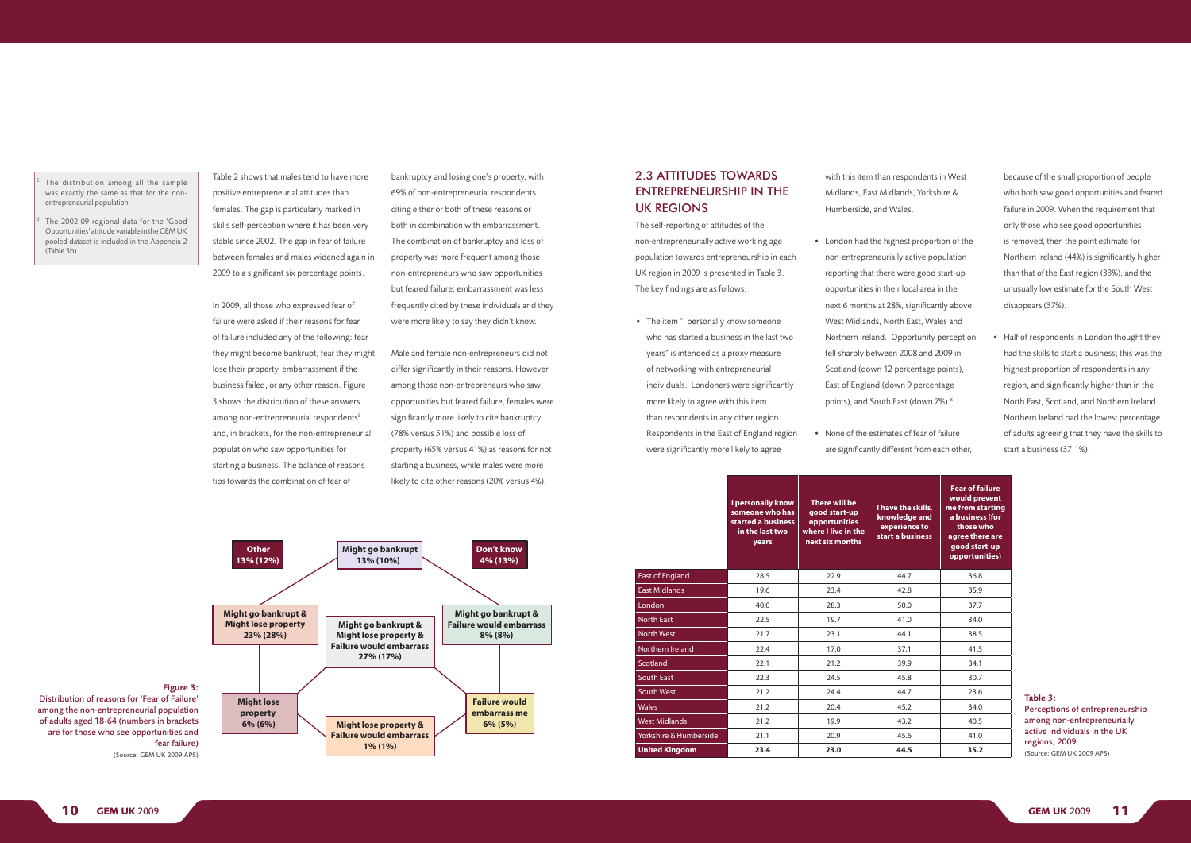Table 2 shows that males tend to have more positive entrepreneurial attitudes than females. The gap is particularly marked in skills self-perception where it has been very stable since 2002. The gap in fear of failure between females and males widened again in 2009 to a significant six percentage points.

In 2009, all those who expressed fear of failure were asked if their reasons for fear of failure included any of the following: fear they might become bankrupt, fear they might lose their property, embarrassment if the business failed, or any other reason. Figure 3 shows the distribution of these answers among non-entrepreneurial respondents[5] and, in brackets, for the non-entrepreneurial population who saw opportunities for starting a business. The balance of reasons tips towards the combination of fear of bankruptcy and losing one's property, with 69% of non-entrepreneurial respondents citing either or both of these reasons or both in combination with embarrassment. The combination of bankruptcy and loss of property was more frequent among those non-entrepreneurs who saw opportunities but feared failure; embarrassment was less frequently cited by these individuals and they were more likely to say they didn't know.

Male and female non-entrepreneurs did not differ significantly in their reasons. However, among those non-entrepreneurs who saw opportunities but feared failure, females were significantly more likely to cite bankruptcy (78% versus 51%) and possible loss of property (65% versus 41%) as reasons for not starting a business, while males were more likely to cite other reasons (20% versus 4%).

[5] The distribution among all the sample was exactly the same as that for the non-entrepreneurial population.

[6] The 2002-09 regional data for the 'Good Opportunities' attitude variable in the GEM UK pooled dataset is included in the Appendix 2 (Table 3b).

| Reason(s) | Non-entrepreneurial population | (Those who see opportunities and fear failure) |
|---|---|---|
| Other | 13% | (12%) |
| Might go bankrupt | 13% | (10%) |
| Don't know | 4% | (13%) |
| Might go bankrupt & Might lose property | 23% | (28%) |
| Might go bankrupt & Might lose property & Failure would embarrass | 27% | (17%) |
| Might go bankrupt & Failure would embarrass | 8% | (8%) |
| Might lose property | 6% | (6%) |
| Failure would embarrass me | 6% | (5%) |
| Might lose property & Failure would embarrass | 1% | (1%) |

**Figure 3:** Distribution of reasons for 'Fear of Failure' among the non-entrepreneurial population of adults aged 18-64 (numbers in brackets are for those who see opportunities and fear failure)
(Source: GEM UK 2009 APS)

## 2.3 ATTITUDES TOWARDS ENTREPRENEURSHIP IN THE UK REGIONS

The self-reporting of attitudes of the non-entrepreneurially active working age population towards entrepreneurship in each UK region in 2009 is presented in Table 3. The key findings are as follows:

- The item "I personally know someone who has started a business in the last two years" is intended as a proxy measure of networking with entrepreneurial individuals. Londoners were significantly more likely to agree with this item than respondents in any other region. Respondents in the East of England region were significantly more likely to agree with this item than respondents in West Midlands, East Midlands, Yorkshire & Humberside, and Wales.
- London had the highest proportion of the non-entrepreneurially active population reporting that there were good start-up opportunities in their local area in the next 6 months at 28%, significantly above West Midlands, North East, Wales and Northern Ireland. Opportunity perception fell sharply between 2008 and 2009 in Scotland (down 12 percentage points), East of England (down 9 percentage points), and South East (down 7%).[6]
- None of the estimates of fear of failure are significantly different from each other, because of the small proportion of people who both saw good opportunities and feared failure in 2009. When the requirement that only those who see good opportunities is removed, then the point estimate for Northern Ireland (44%) is significantly higher than that of the East region (33%), and the unusually low estimate for the South West disappears (37%).
- Half of respondents in London thought they had the skills to start a business; this was the highest proportion of respondents in any region, and significantly higher than in the North East, Scotland, and Northern Ireland. Northern Ireland had the lowest percentage of adults agreeing that they have the skills to start a business (37.1%).

| | I personally know someone who has started a business in the last two years | There will be good start-up opportunities where I live in the next six months | I have the skills, knowledge and experience to start a business | Fear of failure would prevent me from starting a business (for those who agree there are good start-up opportunities) |
|---|---|---|---|---|
| East of England | 28.5 | 22.9 | 44.7 | 36.8 |
| East Midlands | 19.6 | 23.4 | 42.8 | 35.9 |
| London | 40.0 | 28.3 | 50.0 | 37.7 |
| North East | 22.5 | 19.7 | 41.0 | 34.0 |
| North West | 21.7 | 23.1 | 44.1 | 38.5 |
| Northern Ireland | 22.4 | 17.0 | 37.1 | 41.5 |
| Scotland | 22.1 | 21.2 | 39.9 | 34.1 |
| South East | 22.3 | 24.5 | 45.8 | 30.7 |
| South West | 21.2 | 24.4 | 44.7 | 23.6 |
| Wales | 21.2 | 20.4 | 45.2 | 34.0 |
| West Midlands | 21.2 | 19.9 | 43.2 | 40.5 |
| Yorkshire & Humberside | 21.1 | 20.9 | 45.6 | 41.0 |
| **United Kingdom** | **23.4** | **23.0** | **44.5** | **35.2** |

**Table 3:** Perceptions of entrepreneurship among non-entrepreneurially active individuals in the UK regions, 2009
(Source: GEM UK 2009 APS)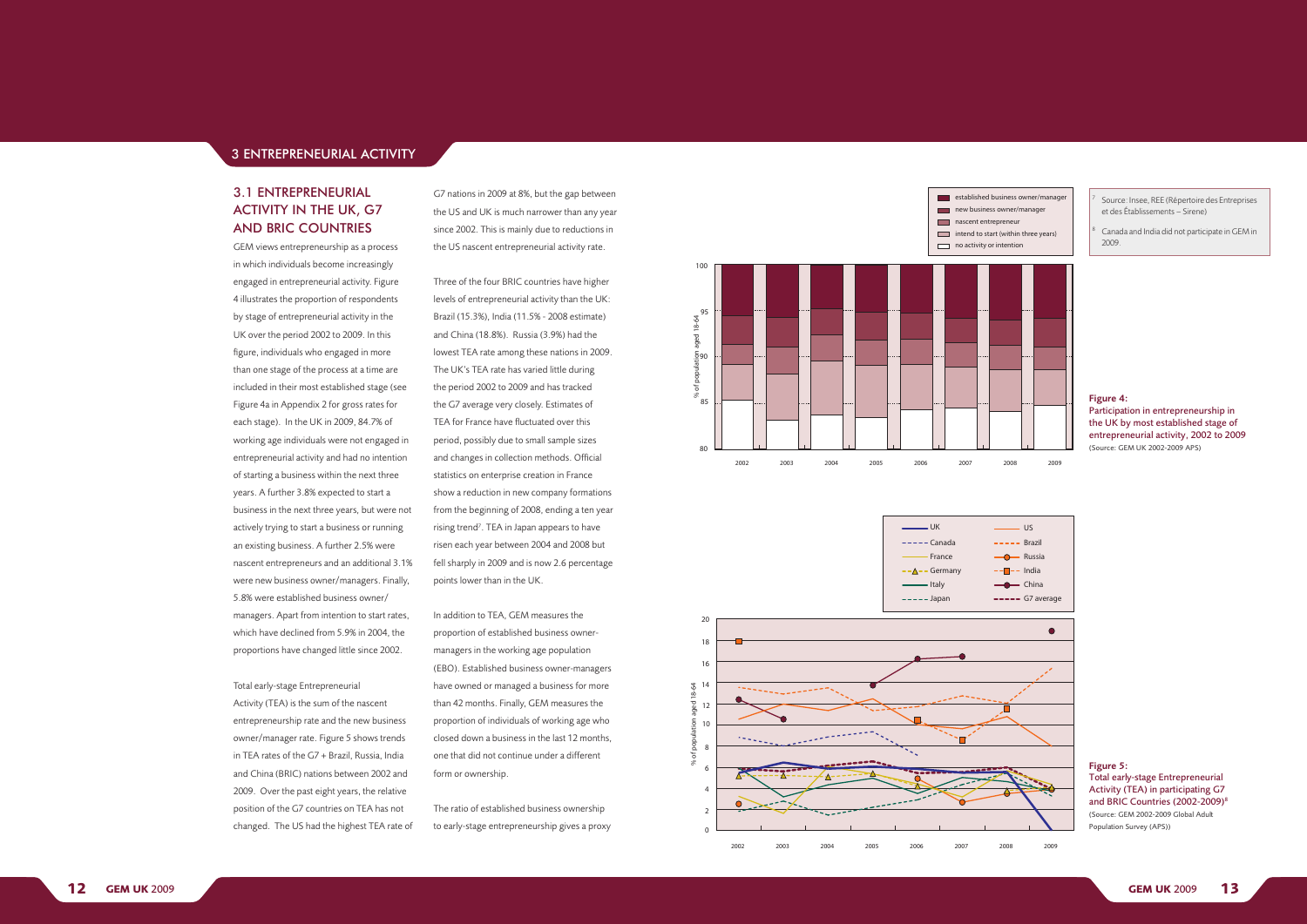## 3 ENTREPRENEURIAL ACTIVITY

### 3.1 ENTREPRENEURIAL ACTIVITY IN THE UK, G7 AND BRIC COUNTRIES

GEM views entrepreneurship as a process in which individuals become increasingly engaged in entrepreneurial activity. Figure 4 illustrates the proportion of respondents by stage of entrepreneurial activity in the UK over the period 2002 to 2009. In this figure, individuals who engaged in more than one stage of the process at a time are included in their most established stage (see Figure 4a in Appendix 2 for gross rates for each stage). In the UK in 2009, 84.7% of working age individuals were not engaged in entrepreneurial activity and had no intention of starting a business within the next three years. A further 3.8% expected to start a business in the next three years, but were not actively trying to start a business or running an existing business. A further 2.5% were nascent entrepreneurs and an additional 3.1% were new business owner/managers. Finally, 5.8% were established business owner/managers. Apart from intention to start rates, which have declined from 5.9% in 2004, the proportions have changed little since 2002.

Total early-stage Entrepreneurial Activity (TEA) is the sum of the nascent entrepreneurship rate and the new business owner/manager rate. Figure 5 shows trends in TEA rates of the G7 + Brazil, Russia, India and China (BRIC) nations between 2002 and 2009. Over the past eight years, the relative position of the G7 countries on TEA has not changed. The US had the highest TEA rate of G7 nations in 2009 at 8%, but the gap between the US and UK is much narrower than any year since 2002. This is mainly due to reductions in the US nascent entrepreneurial activity rate.

Three of the four BRIC countries have higher levels of entrepreneurial activity than the UK: Brazil (15.3%), India (11.5% - 2008 estimate) and China (18.8%). Russia (3.9%) had the lowest TEA rate among these nations in 2009. The UK's TEA rate has varied little during the period 2002 to 2009 and has tracked the G7 average very closely. Estimates of TEA for France have fluctuated over this period, possibly due to small sample sizes and changes in collection methods. Official statistics on enterprise creation in France show a reduction in new company formations from the beginning of 2008, ending a ten year rising trend[7]. TEA in Japan appears to have risen each year between 2004 and 2008 but fell sharply in 2009 and is now 2.6 percentage points lower than in the UK.

In addition to TEA, GEM measures the proportion of established business owner-managers in the working age population (EBO). Established business owner-managers have owned or managed a business for more than 42 months. Finally, GEM measures the proportion of individuals of working age who closed down a business in the last 12 months, one that did not continue under a different form or ownership.

The ratio of established business ownership to early-stage entrepreneurship gives a proxy

**Figure 4:**
Participation in entrepreneurship in the UK by most established stage of entrepreneurial activity, 2002 to 2009
(Source: GEM UK 2002-2009 APS)

**Figure 5:**
Total early-stage Entrepreneurial Activity (TEA) in participating G7 and BRIC Countries (2002-2009)[8]
(Source: GEM 2002-2009 Global Adult Population Survey (APS))

[7] Source: Insee, REE (Répertoire des Entreprises et des Établissements – Sirene)

[8] Canada and India did not participate in GEM in 2009.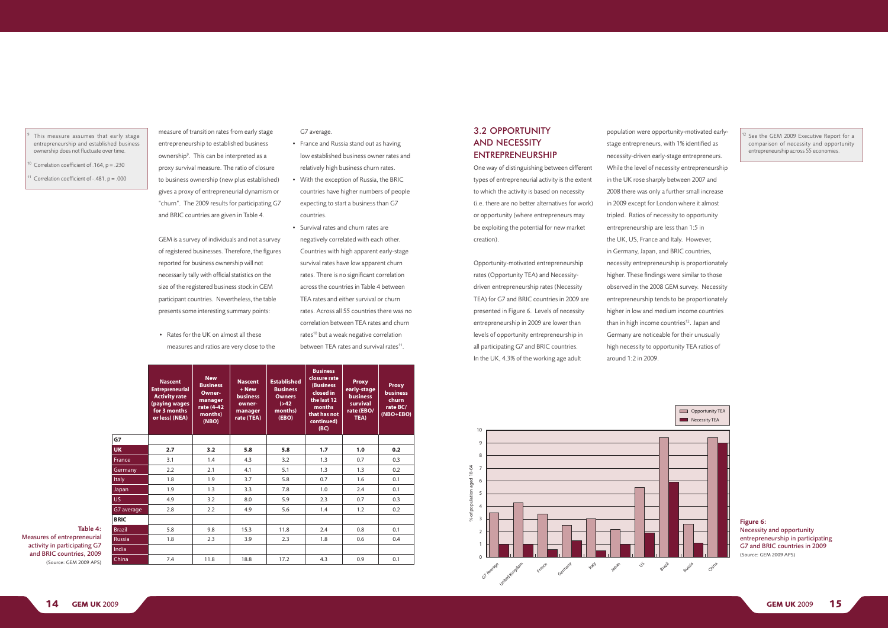measure of transition rates from early stage entrepreneurship to established business ownership[9]. This can be interpreted as a proxy survival measure. The ratio of closure to business ownership (new plus established) gives a proxy of entrepreneurial dynamism or "churn". The 2009 results for participating G7 and BRIC countries are given in Table 4.

GEM is a survey of individuals and not a survey of registered businesses. Therefore, the figures reported for business ownership will not necessarily tally with official statistics on the size of the registered business stock in GEM participant countries. Nevertheless, the table presents some interesting summary points:

- Rates for the UK on almost all these measures and ratios are very close to the G7 average.
- France and Russia stand out as having low established business owner rates and relatively high business churn rates.
- With the exception of Russia, the BRIC countries have higher numbers of people expecting to start a business than G7 countries.
- Survival rates and churn rates are negatively correlated with each other. Countries with high apparent early-stage survival rates have low apparent churn rates. There is no significant correlation across the countries in Table 4 between TEA rates and either survival or churn rates. Across all 55 countries there was no correlation between TEA rates and churn rates[10] but a weak negative correlation between TEA rates and survival rates[11].

[9] This measure assumes that early stage entrepreneurship and established business ownership does not fluctuate over time.

[10] Correlation coefficient of .164, p = .230

[11] Correlation coefficient of -.481, p = .000

|  | Nascent Entrepreneurial Activity rate (paying wages for 3 months or less) (NEA) | New Business Owner-manager rate (4-42 months) (NBO) | Nascent + New business owner-manager rate (TEA) | Established Business Owners (>42 months) (EBO) | Business closure rate (Business closed in the last 12 months that has not continued) (BC) | Proxy early-stage business survival rate (EBO/TEA) | Proxy business churn rate BC/(NBO+EBO) |
|---|---|---|---|---|---|---|---|
| **G7** |  |  |  |  |  |  |  |
| **UK** | **2.7** | **3.2** | **5.8** | **5.8** | **1.7** | **1.0** | **0.2** |
| France | 3.1 | 1.4 | 4.3 | 3.2 | 1.3 | 0.7 | 0.3 |
| Germany | 2.2 | 2.1 | 4.1 | 5.1 | 1.3 | 1.3 | 0.2 |
| Italy | 1.8 | 1.9 | 3.7 | 5.8 | 0.7 | 1.6 | 0.1 |
| Japan | 1.9 | 1.3 | 3.3 | 7.8 | 1.0 | 2.4 | 0.1 |
| US | 4.9 | 3.2 | 8.0 | 5.9 | 2.3 | 0.7 | 0.3 |
| G7 average | 2.8 | 2.2 | 4.9 | 5.6 | 1.4 | 1.2 | 0.2 |
| **BRIC** |  |  |  |  |  |  |  |
| Brazil | 5.8 | 9.8 | 15.3 | 11.8 | 2.4 | 0.8 | 0.1 |
| Russia | 1.8 | 2.3 | 3.9 | 2.3 | 1.8 | 0.6 | 0.4 |
| India |  |  |  |  |  |  |  |
| China | 7.4 | 11.8 | 18.8 | 17.2 | 4.3 | 0.9 | 0.1 |

**Table 4:** Measures of entrepreneurial activity in participating G7 and BRIC countries, 2009 (Source: GEM 2009 APS)

## 3.2 OPPORTUNITY AND NECESSITY ENTREPRENEURSHIP

One way of distinguishing between different types of entrepreneurial activity is the extent to which the activity is based on necessity (i.e. there are no better alternatives for work) or opportunity (where entrepreneurs may be exploiting the potential for new market creation).

Opportunity-motivated entrepreneurship rates (Opportunity TEA) and Necessity-driven entrepreneurship rates (Necessity TEA) for G7 and BRIC countries in 2009 are presented in Figure 6. Levels of necessity entrepreneurship in 2009 are lower than levels of opportunity entrepreneurship in all participating G7 and BRIC countries. In the UK, 4.3% of the working age adult population were opportunity-motivated early-stage entrepreneurs, with 1% identified as necessity-driven early-stage entrepreneurs. While the level of necessity entrepreneurship in the UK rose sharply between 2007 and 2008 there was only a further small increase in 2009 except for London where it almost tripled. Ratios of necessity to opportunity entrepreneurship are less than 1:5 in the UK, US, France and Italy. However, in Germany, Japan, and BRIC countries, necessity entrepreneurship is proportionately higher. These findings were similar to those observed in the 2008 GEM survey. Necessity entrepreneurship tends to be proportionately higher in low and medium income countries than in high income countries[12]. Japan and Germany are noticeable for their unusually high necessity to opportunity TEA ratios of around 1:2 in 2009.

[12] See the GEM 2009 Executive Report for a comparison of necessity and opportunity entrepreneurship across 55 economies.

**Figure 6:** Necessity and opportunity entrepreneurship in participating G7 and BRIC countries in 2009 (Source: GEM 2009 APS)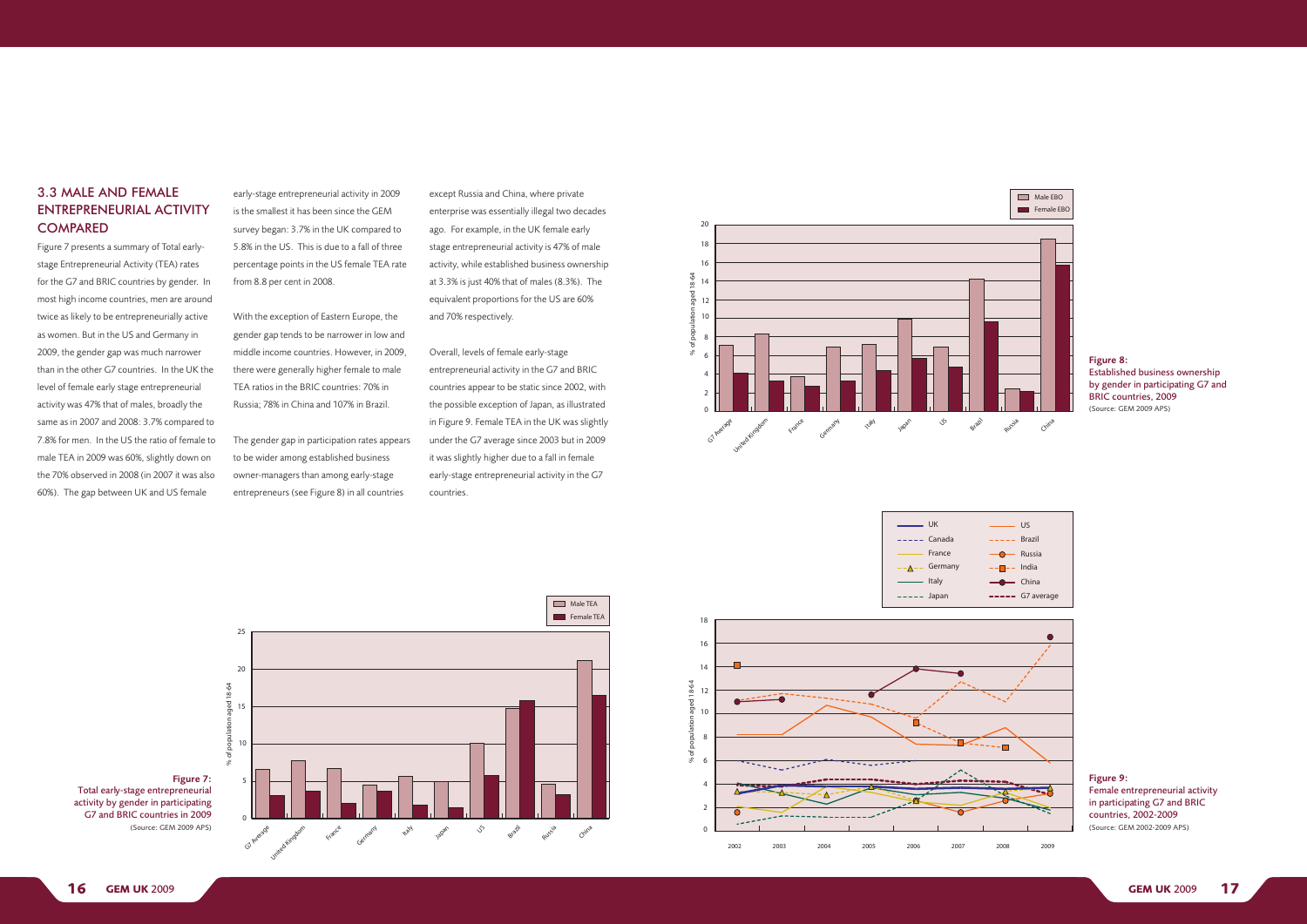## 3.3 MALE AND FEMALE ENTREPRENEURIAL ACTIVITY COMPARED

Figure 7 presents a summary of Total early-stage Entrepreneurial Activity (TEA) rates for the G7 and BRIC countries by gender. In most high income countries, men are around twice as likely to be entrepreneurially active as women. But in the US and Germany in 2009, the gender gap was much narrower than in the other G7 countries. In the UK the level of female early stage entrepreneurial activity was 47% that of males, broadly the same as in 2007 and 2008: 3.7% compared to 7.8% for men. In the US the ratio of female to male TEA in 2009 was 60%, slightly down on the 70% observed in 2008 (in 2007 it was also 60%). The gap between UK and US female early-stage entrepreneurial activity in 2009 is the smallest it has been since the GEM survey began: 3.7% in the UK compared to 5.8% in the US. This is due to a fall of three percentage points in the US female TEA rate from 8.8 per cent in 2008.

With the exception of Eastern Europe, the gender gap tends to be narrower in low and middle income countries. However, in 2009, there were generally higher female to male TEA ratios in the BRIC countries: 70% in Russia; 78% in China and 107% in Brazil.

The gender gap in participation rates appears to be wider among established business owner-managers than among early-stage entrepreneurs (see Figure 8) in all countries except Russia and China, where private enterprise was essentially illegal two decades ago. For example, in the UK female early stage entrepreneurial activity is 47% of male activity, while established business ownership at 3.3% is just 40% that of males (8.3%). The equivalent proportions for the US are 60% and 70% respectively.

Overall, levels of female early-stage entrepreneurial activity in the G7 and BRIC countries appear to be static since 2002, with the possible exception of Japan, as illustrated in Figure 9. Female TEA in the UK was slightly under the G7 average since 2003 but in 2009 it was slightly higher due to a fall in female early-stage entrepreneurial activity in the G7 countries.

**Figure 8:** Established business ownership by gender in participating G7 and BRIC countries, 2009 (Source: GEM 2009 APS)

**Figure 7:** Total early-stage entrepreneurial activity by gender in participating G7 and BRIC countries in 2009 (Source: GEM 2009 APS)

**Figure 9:** Female entrepreneurial activity in participating G7 and BRIC countries, 2002-2009 (Source: GEM 2002-2009 APS)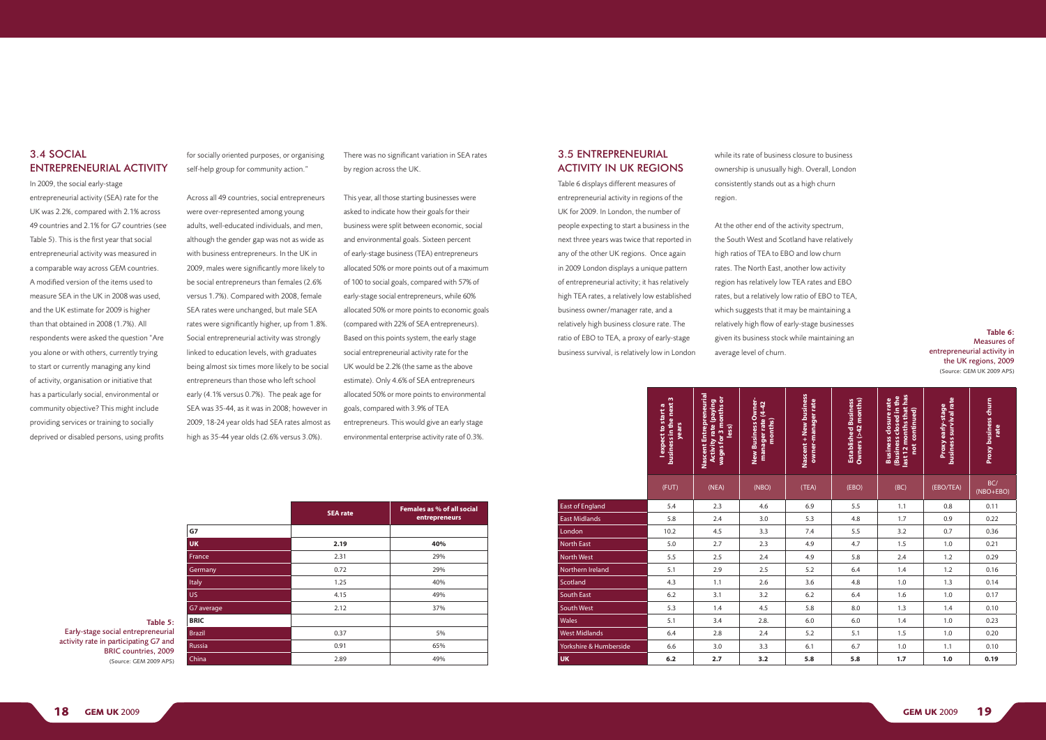## 3.4 SOCIAL ENTREPRENEURIAL ACTIVITY

In 2009, the social early-stage entrepreneurial activity (SEA) rate for the UK was 2.2%, compared with 2.1% across 49 countries and 2.1% for G7 countries (see Table 5). This is the first year that social entrepreneurial activity was measured in a comparable way across GEM countries. A modified version of the items used to measure SEA in the UK in 2008 was used, and the UK estimate for 2009 is higher than that obtained in 2008 (1.7%). All respondents were asked the question "Are you alone or with others, currently trying to start or currently managing any kind of activity, organisation or initiative that has a particularly social, environmental or community objective? This might include providing services or training to socially deprived or disabled persons, using profits for socially oriented purposes, or organising self-help group for community action."

Across all 49 countries, social entrepreneurs were over-represented among young adults, well-educated individuals, and men, although the gender gap was not as wide as with business entrepreneurs. In the UK in 2009, males were significantly more likely to be social entrepreneurs than females (2.6% versus 1.7%). Compared with 2008, female SEA rates were unchanged, but male SEA rates were significantly higher, up from 1.8%. Social entrepreneurial activity was strongly linked to education levels, with graduates being almost six times more likely to be social entrepreneurs than those who left school early (4.1% versus 0.7%). The peak age for SEA was 35-44, as it was in 2008; however in 2009, 18-24 year olds had SEA rates almost as high as 35-44 year olds (2.6% versus 3.0%).

There was no significant variation in SEA rates by region across the UK.

This year, all those starting businesses were asked to indicate how their goals for their business were split between economic, social and environmental goals. Sixteen percent of early-stage business (TEA) entrepreneurs allocated 50% or more points out of a maximum of 100 to social goals, compared with 57% of early-stage social entrepreneurs, while 60% allocated 50% or more points to economic goals (compared with 22% of SEA entrepreneurs). Based on this points system, the early stage social entrepreneurial activity rate for the UK would be 2.2% (the same as the above estimate). Only 4.6% of SEA entrepreneurs allocated 50% or more points to environmental goals, compared with 3.9% of TEA entrepreneurs. This would give an early stage environmental enterprise activity rate of 0.3%.

| | SEA rate | Females as % of all social entrepreneurs |
|---|---|---|
| **G7** | | |
| **UK** | **2.19** | **40%** |
| France | 2.31 | 29% |
| Germany | 0.72 | 29% |
| Italy | 1.25 | 40% |
| US | 4.15 | 49% |
| G7 average | 2.12 | 37% |
| **BRIC** | | |
| Brazil | 0.37 | 5% |
| Russia | 0.91 | 65% |
| China | 2.89 | 49% |

**Table 5:** Early-stage social entrepreneurial activity rate in participating G7 and BRIC countries, 2009 (Source: GEM 2009 APS)

## 3.5 ENTREPRENEURIAL ACTIVITY IN UK REGIONS

Table 6 displays different measures of entrepreneurial activity in regions of the UK for 2009. In London, the number of people expecting to start a business in the next three years was twice that reported in any of the other UK regions. Once again in 2009 London displays a unique pattern of entrepreneurial activity; it has relatively high TEA rates, a relatively low established business owner/manager rate, and a relatively high business closure rate. The ratio of EBO to TEA, a proxy of early-stage business survival, is relatively low in London while its rate of business closure to business ownership is unusually high. Overall, London consistently stands out as a high churn region.

At the other end of the activity spectrum, the South West and Scotland have relatively high ratios of TEA to EBO and low churn rates. The North East, another low activity region has relatively low TEA rates and EBO rates, but a relatively low ratio of EBO to TEA, which suggests that it may be maintaining a relatively high flow of early-stage businesses given its business stock while maintaining an average level of churn.

**Table 6:** Measures of entrepreneurial activity in the UK regions, 2009 (Source: GEM UK 2009 APS)

| | I expect to start a business in the next 3 years | Nascent Entrepreneurial Activity rate (paying wages for 3 months or less) | New Business Owner-manager rate (4-42 months) | Nascent + New business owner-manager rate | Established Business Owners (>42 months) | Business closure rate (Business closed in the last 12 months that has not continued) | Proxy early-stage business survival rate | Proxy business churn rate |
|---|---|---|---|---|---|---|---|---|
| | (FUT) | (NEA) | (NBO) | (TEA) | (EBO) | (BC) | (EBO/TEA) | BC/(NBO+EBO) |
| East of England | 5.4 | 2.3 | 4.6 | 6.9 | 5.5 | 1.1 | 0.8 | 0.11 |
| East Midlands | 5.8 | 2.4 | 3.0 | 5.3 | 4.8 | 1.7 | 0.9 | 0.22 |
| London | 10.2 | 4.5 | 3.3 | 7.4 | 5.5 | 3.2 | 0.7 | 0.36 |
| North East | 5.0 | 2.7 | 2.3 | 4.9 | 4.7 | 1.5 | 1.0 | 0.21 |
| North West | 5.5 | 2.5 | 2.4 | 4.9 | 5.8 | 2.4 | 1.2 | 0.29 |
| Northern Ireland | 5.1 | 2.9 | 2.5 | 5.2 | 6.4 | 1.4 | 1.2 | 0.16 |
| Scotland | 4.3 | 1.1 | 2.6 | 3.6 | 4.8 | 1.0 | 1.3 | 0.14 |
| South East | 6.2 | 3.1 | 3.2 | 6.2 | 6.4 | 1.6 | 1.0 | 0.17 |
| South West | 5.3 | 1.4 | 4.5 | 5.8 | 8.0 | 1.3 | 1.4 | 0.10 |
| Wales | 5.1 | 3.4 | 2.8. | 6.0 | 6.0 | 1.4 | 1.0 | 0.23 |
| West Midlands | 6.4 | 2.8 | 2.4 | 5.2 | 5.1 | 1.5 | 1.0 | 0.20 |
| Yorkshire & Humberside | 6.6 | 3.0 | 3.3 | 6.1 | 6.7 | 1.0 | 1.1 | 0.10 |
| **UK** | **6.2** | **2.7** | **3.2** | **5.8** | **5.8** | **1.7** | **1.0** | **0.19** |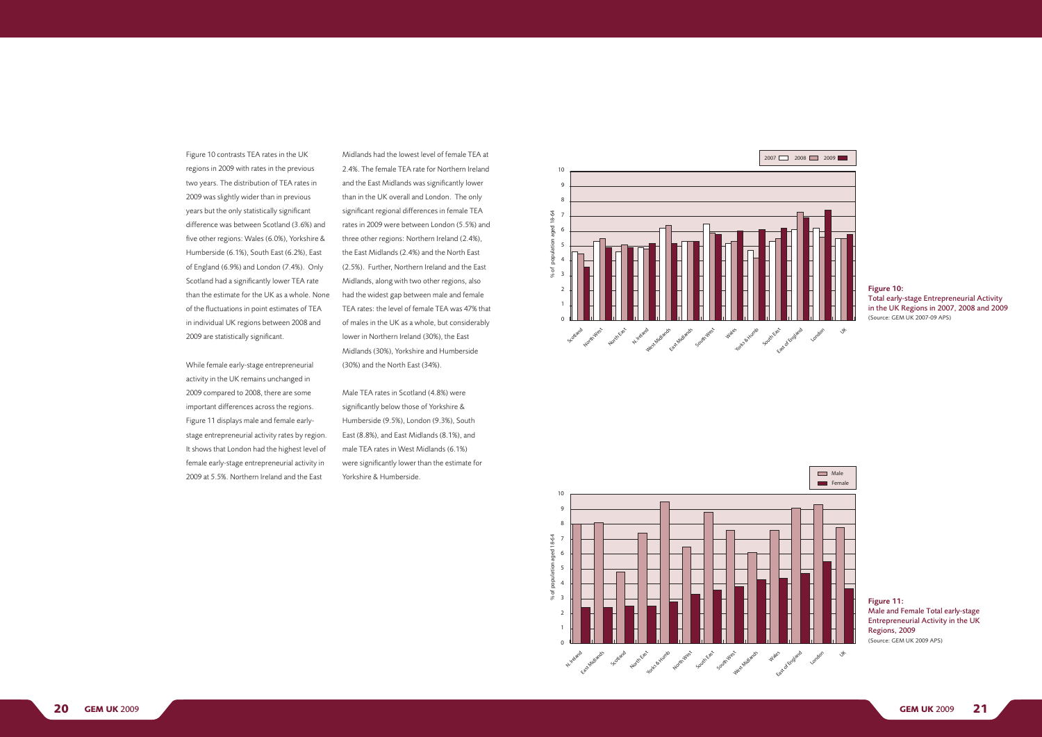Figure 10 contrasts TEA rates in the UK regions in 2009 with rates in the previous two years. The distribution of TEA rates in 2009 was slightly wider than in previous years but the only statistically significant difference was between Scotland (3.6%) and five other regions: Wales (6.0%), Yorkshire & Humberside (6.1%), South East (6.2%), East of England (6.9%) and London (7.4%). Only Scotland had a significantly lower TEA rate than the estimate for the UK as a whole. None of the fluctuations in point estimates of TEA in individual UK regions between 2008 and 2009 are statistically significant.

While female early-stage entrepreneurial activity in the UK remains unchanged in 2009 compared to 2008, there are some important differences across the regions. Figure 11 displays male and female early-stage entrepreneurial activity rates by region. It shows that London had the highest level of female early-stage entrepreneurial activity in 2009 at 5.5%. Northern Ireland and the East Midlands had the lowest level of female TEA at 2.4%. The female TEA rate for Northern Ireland and the East Midlands was significantly lower than in the UK overall and London. The only significant regional differences in female TEA rates in 2009 were between London (5.5%) and three other regions: Northern Ireland (2.4%), the East Midlands (2.4%) and the North East (2.5%). Further, Northern Ireland and the East Midlands, along with two other regions, also had the widest gap between male and female TEA rates: the level of female TEA was 47% that of males in the UK as a whole, but considerably lower in Northern Ireland (30%), the East Midlands (30%), Yorkshire and Humberside (30%) and the North East (34%).

Male TEA rates in Scotland (4.8%) were significantly below those of Yorkshire & Humberside (9.5%), London (9.3%), South East (8.8%), and East Midlands (8.1%), and male TEA rates in West Midlands (6.1%) were significantly lower than the estimate for Yorkshire & Humberside.

**Figure 10:**
Total early-stage Entrepreneurial Activity in the UK Regions in 2007, 2008 and 2009
(Source: GEM UK 2007-09 APS)

**Figure 11:**
Male and Female Total early-stage Entrepreneurial Activity in the UK Regions, 2009
(Source: GEM UK 2009 APS)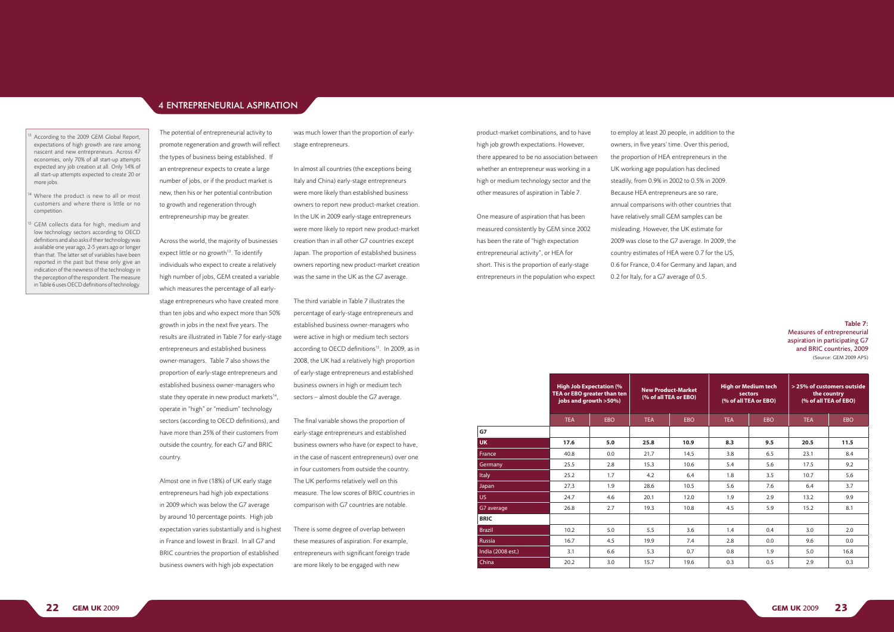## 4 ENTREPRENEURIAL ASPIRATION

The potential of entrepreneurial activity to promote regeneration and growth will reflect the types of business being established. If an entrepreneur expects to create a large number of jobs, or if the product market is new, then his or her potential contribution to growth and regeneration through entrepreneurship may be greater.

Across the world, the majority of businesses expect little or no growth[13]. To identify individuals who expect to create a relatively high number of jobs, GEM created a variable which measures the percentage of all early-stage entrepreneurs who have created more than ten jobs and who expect more than 50% growth in jobs in the next five years. The results are illustrated in Table 7 for early-stage entrepreneurs and established business owner-managers. Table 7 also shows the proportion of early-stage entrepreneurs and established business owner-managers who state they operate in new product markets[14], operate in "high" or "medium" technology sectors (according to OECD definitions), and have more than 25% of their customers from outside the country, for each G7 and BRIC country.

Almost one in five (18%) of UK early stage entrepreneurs had high job expectations in 2009 which was below the G7 average by around 10 percentage points. High job expectation varies substantially and is highest in France and lowest in Brazil. In all G7 and BRIC countries the proportion of established business owners with high job expectation was much lower than the proportion of early-stage entrepreneurs.

In almost all countries (the exceptions being Italy and China) early-stage entrepreneurs were more likely than established business owners to report new product-market creation. In the UK in 2009 early-stage entrepreneurs were more likely to report new product-market creation than in all other G7 countries except Japan. The proportion of established business owners reporting new product-market creation was the same in the UK as the G7 average.

The third variable in Table 7 illustrates the percentage of early-stage entrepreneurs and established business owner-managers who were active in high or medium tech sectors according to OECD definitions[15]. In 2009, as in 2008, the UK had a relatively high proportion of early-stage entrepreneurs and established business owners in high or medium tech sectors – almost double the G7 average.

The final variable shows the proportion of early-stage entrepreneurs and established business owners who have (or expect to have, in the case of nascent entrepreneurs) over one in four customers from outside the country. The UK performs relatively well on this measure. The low scores of BRIC countries in comparison with G7 countries are notable.

There is some degree of overlap between these measures of aspiration. For example, entrepreneurs with significant foreign trade are more likely to be engaged with new product-market combinations, and to have high job growth expectations. However, there appeared to be no association between whether an entrepreneur was working in a high or medium technology sector and the other measures of aspiration in Table 7.

One measure of aspiration that has been measured consistently by GEM since 2002 has been the rate of "high expectation entrepreneurial activity", or HEA for short. This is the proportion of early-stage entrepreneurs in the population who expect to employ at least 20 people, in addition to the owners, in five years' time. Over this period, the proportion of HEA entrepreneurs in the UK working age population has declined steadily, from 0.9% in 2002 to 0.5% in 2009. Because HEA entrepreneurs are so rare, annual comparisons with other countries that have relatively small GEM samples can be misleading. However, the UK estimate for 2009 was close to the G7 average. In 2009, the country estimates of HEA were 0.7 for the US, 0.6 for France, 0.4 for Germany and Japan, and 0.2 for Italy, for a G7 average of 0.5.

**Table 7:** Measures of entrepreneurial aspiration in participating G7 and BRIC countries, 2009 (Source: GEM 2009 APS)

| | High Job Expectation (% TEA or EBO greater than ten jobs and growth >50%) | | New Product-Market (% of all TEA or EBO) | | High or Medium tech sectors (% of all TEA or EBO) | | > 25% of customers outside the country (% of all TEA of EBO) | |
|---|---|---|---|---|---|---|---|---|
| | TEA | EBO | TEA | EBO | TEA | EBO | TEA | EBO |
| **G7** | | | | | | | | |
| **UK** | **17.6** | **5.0** | **25.8** | **10.9** | **8.3** | **9.5** | **20.5** | **11.5** |
| France | 40.8 | 0.0 | 21.7 | 14.5 | 3.8 | 6.5 | 23.1 | 8.4 |
| Germany | 25.5 | 2.8 | 15.3 | 10.6 | 5.4 | 5.6 | 17.5 | 9.2 |
| Italy | 25.2 | 1.7 | 4.2 | 6.4 | 1.8 | 3.5 | 10.7 | 5.6 |
| Japan | 27.3 | 1.9 | 28.6 | 10.5 | 5.6 | 7.6 | 6.4 | 3.7 |
| US | 24.7 | 4.6 | 20.1 | 12.0 | 1.9 | 2.9 | 13.2 | 9.9 |
| G7 average | 26.8 | 2.7 | 19.3 | 10.8 | 4.5 | 5.9 | 15.2 | 8.1 |
| **BRIC** | | | | | | | | |
| Brazil | 10.2 | 5.0 | 5.5 | 3.6 | 1.4 | 0.4 | 3.0 | 2.0 |
| Russia | 16.7 | 4.5 | 19.9 | 7.4 | 2.8 | 0.0 | 9.6 | 0.0 |
| India (2008 est.) | 3.1 | 6.6 | 5.3 | 0.7 | 0.8 | 1.9 | 5.0 | 16.8 |
| China | 20.2 | 3.0 | 15.7 | 19.6 | 0.3 | 0.5 | 2.9 | 0.3 |

[13] According to the 2009 GEM Global Report, expectations of high growth are rare among nascent and new entrepreneurs. Across 47 economies, only 70% of all start-up attempts expected any job creation at all. Only 14% of all start-up attempts expected to create 20 or more jobs.

[14] Where the product is new to all or most customers and where there is little or no competition.

[15] GEM collects data for high, medium and low technology sectors according to OECD definitions and also asks if their technology was available one year ago, 2-5 years ago or longer than that. The latter set of variables have been reported in the past but these only give an indication of the newness of the technology in the perception of the respondent. The measure in Table 6 uses OECD definitions of technology.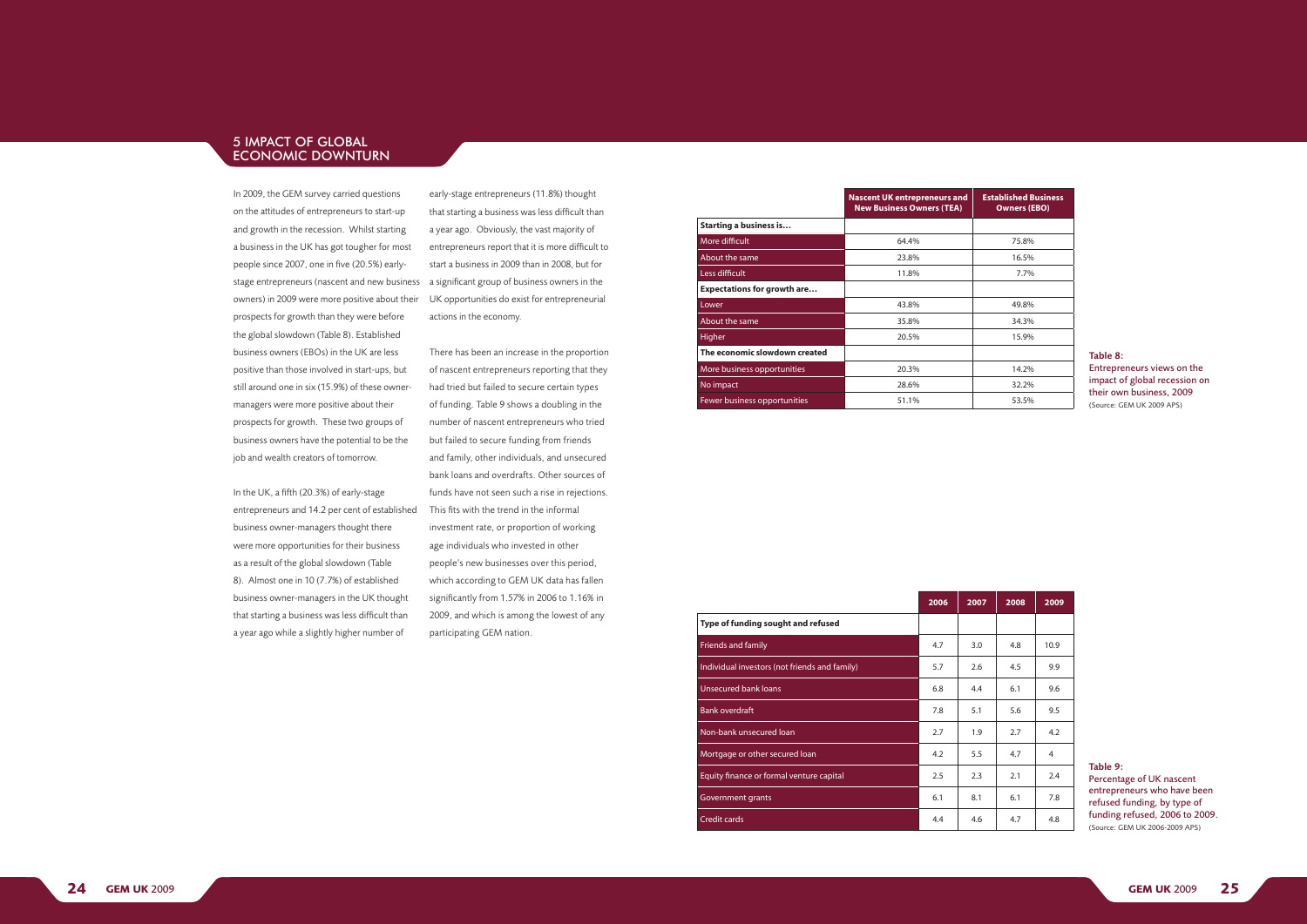# 5 IMPACT OF GLOBAL ECONOMIC DOWNTURN

In 2009, the GEM survey carried questions on the attitudes of entrepreneurs to start-up and growth in the recession. Whilst starting a business in the UK has got tougher for most people since 2007, one in five (20.5%) early-stage entrepreneurs (nascent and new business owners) in 2009 were more positive about their prospects for growth than they were before the global slowdown (Table 8). Established business owners (EBOs) in the UK are less positive than those involved in start-ups, but still around one in six (15.9%) of these owner-managers were more positive about their prospects for growth. These two groups of business owners have the potential to be the job and wealth creators of tomorrow.

In the UK, a fifth (20.3%) of early-stage entrepreneurs and 14.2 per cent of established business owner-managers thought there were more opportunities for their business as a result of the global slowdown (Table 8). Almost one in 10 (7.7%) of established business owner-managers in the UK thought that starting a business was less difficult than a year ago while a slightly higher number of early-stage entrepreneurs (11.8%) thought that starting a business was less difficult than a year ago. Obviously, the vast majority of entrepreneurs report that it is more difficult to start a business in 2009 than in 2008, but for a significant group of business owners in the UK opportunities do exist for entrepreneurial actions in the economy.

There has been an increase in the proportion of nascent entrepreneurs reporting that they had tried but failed to secure certain types of funding. Table 9 shows a doubling in the number of nascent entrepreneurs who tried but failed to secure funding from friends and family, other individuals, and unsecured bank loans and overdrafts. Other sources of funds have not seen such a rise in rejections. This fits with the trend in the informal investment rate, or proportion of working age individuals who invested in other people's new businesses over this period, which according to GEM UK data has fallen significantly from 1.57% in 2006 to 1.16% in 2009, and which is among the lowest of any participating GEM nation.

| | Nascent UK entrepreneurs and New Business Owners (TEA) | Established Business Owners (EBO) |
|---|---|---|
| **Starting a business is…** | | |
| More difficult | 64.4% | 75.8% |
| About the same | 23.8% | 16.5% |
| Less difficult | 11.8% | 7.7% |
| **Expectations for growth are…** | | |
| Lower | 43.8% | 49.8% |
| About the same | 35.8% | 34.3% |
| Higher | 20.5% | 15.9% |
| **The economic slowdown created** | | |
| More business opportunities | 20.3% | 14.2% |
| No impact | 28.6% | 32.2% |
| Fewer business opportunities | 51.1% | 53.5% |

**Table 8:** Entrepreneurs views on the impact of global recession on their own business, 2009 (Source: GEM UK 2009 APS)

| | 2006 | 2007 | 2008 | 2009 |
|---|---|---|---|---|
| **Type of funding sought and refused** | | | | |
| Friends and family | 4.7 | 3.0 | 4.8 | 10.9 |
| Individual investors (not friends and family) | 5.7 | 2.6 | 4.5 | 9.9 |
| Unsecured bank loans | 6.8 | 4.4 | 6.1 | 9.6 |
| Bank overdraft | 7.8 | 5.1 | 5.6 | 9.5 |
| Non-bank unsecured loan | 2.7 | 1.9 | 2.7 | 4.2 |
| Mortgage or other secured loan | 4.2 | 5.5 | 4.7 | 4 |
| Equity finance or formal venture capital | 2.5 | 2.3 | 2.1 | 2.4 |
| Government grants | 6.1 | 8.1 | 6.1 | 7.8 |
| Credit cards | 4.4 | 4.6 | 4.7 | 4.8 |

**Table 9:** Percentage of UK nascent entrepreneurs who have been refused funding, by type of funding refused, 2006 to 2009. (Source: GEM UK 2006-2009 APS)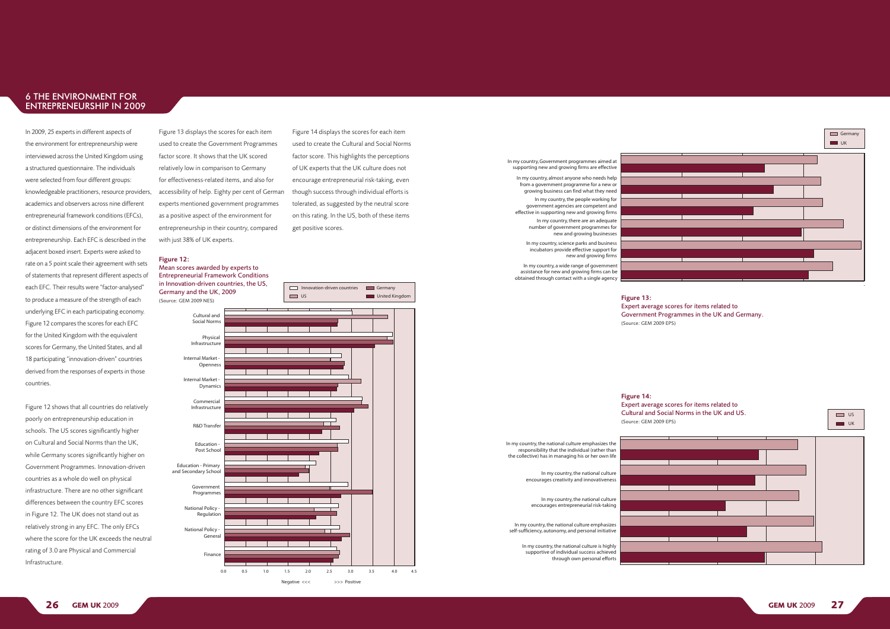## 6 THE ENVIRONMENT FOR ENTREPRENEURSHIP IN 2009

In 2009, 25 experts in different aspects of the environment for entrepreneurship were interviewed across the United Kingdom using a structured questionnaire. The individuals were selected from four different groups: knowledgeable practitioners, resource providers, academics and observers across nine different entrepreneurial framework conditions (EFCs), or distinct dimensions of the environment for entrepreneurship. Each EFC is described in the adjacent boxed insert. Experts were asked to rate on a 5 point scale their agreement with sets of statements that represent different aspects of each EFC. Their results were "factor-analysed" to produce a measure of the strength of each underlying EFC in each participating economy. Figure 12 compares the scores for each EFC for the United Kingdom with the equivalent scores for Germany, the United States, and all 18 participating "innovation-driven" countries derived from the responses of experts in those countries.

Figure 12 shows that all countries do relatively poorly on entrepreneurship education in schools. The US scores significantly higher on Cultural and Social Norms than the UK, while Germany scores significantly higher on Government Programmes. Innovation-driven countries as a whole do well on physical infrastructure. There are no other significant differences between the country EFC scores in Figure 12. The UK does not stand out as relatively strong in any EFC. The only EFCs where the score for the UK exceeds the neutral rating of 3.0 are Physical and Commercial Infrastructure.

Figure 13 displays the scores for each item used to create the Government Programmes factor score. It shows that the UK scored relatively low in comparison to Germany for effectiveness-related items, and also for accessibility of help. Eighty per cent of German experts mentioned government programmes as a positive aspect of the environment for entrepreneurship in their country, compared with just 38% of UK experts.

Figure 14 displays the scores for each item used to create the Cultural and Social Norms factor score. This highlights the perceptions of UK experts that the UK culture does not encourage entrepreneurial risk-taking, even though success through individual efforts is tolerated, as suggested by the neutral score on this rating. In the US, both of these items get positive scores.

**Figure 12:**
Mean scores awarded by experts to Entrepreneurial Framework Conditions in Innovation-driven countries, the US, Germany and the UK, 2009
(Source: GEM 2009 NES)

**Figure 13:**
Expert average scores for items related to Government Programmes in the UK and Germany.
(Source: GEM 2009 EPS)

**Figure 14:**
Expert average scores for items related to Cultural and Social Norms in the UK and US.
(Source: GEM 2009 EPS)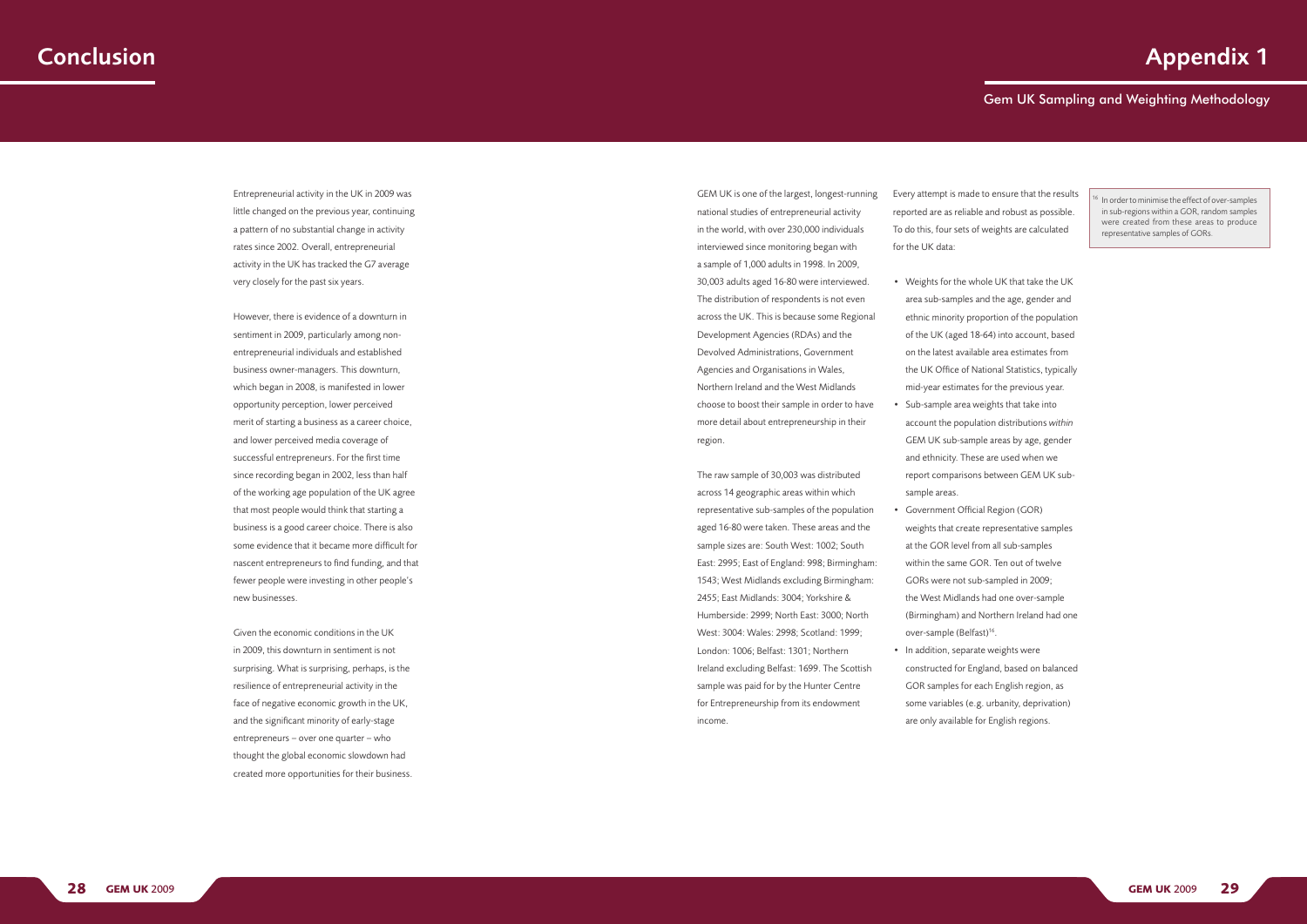# Conclusion

Entrepreneurial activity in the UK in 2009 was little changed on the previous year, continuing a pattern of no substantial change in activity rates since 2002. Overall, entrepreneurial activity in the UK has tracked the G7 average very closely for the past six years.

However, there is evidence of a downturn in sentiment in 2009, particularly among non-entrepreneurial individuals and established business owner-managers. This downturn, which began in 2008, is manifested in lower opportunity perception, lower perceived merit of starting a business as a career choice, and lower perceived media coverage of successful entrepreneurs. For the first time since recording began in 2002, less than half of the working age population of the UK agree that most people would think that starting a business is a good career choice. There is also some evidence that it became more difficult for nascent entrepreneurs to find funding, and that fewer people were investing in other people's new businesses.

Given the economic conditions in the UK in 2009, this downturn in sentiment is not surprising. What is surprising, perhaps, is the resilience of entrepreneurial activity in the face of negative economic growth in the UK, and the significant minority of early-stage entrepreneurs – over one quarter – who thought the global economic slowdown had created more opportunities for their business.

# Appendix 1

## Gem UK Sampling and Weighting Methodology

GEM UK is one of the largest, longest-running national studies of entrepreneurial activity in the world, with over 230,000 individuals interviewed since monitoring began with a sample of 1,000 adults in 1998. In 2009, 30,003 adults aged 16-80 were interviewed. The distribution of respondents is not even across the UK. This is because some Regional Development Agencies (RDAs) and the Devolved Administrations, Government Agencies and Organisations in Wales, Northern Ireland and the West Midlands choose to boost their sample in order to have more detail about entrepreneurship in their region.

The raw sample of 30,003 was distributed across 14 geographic areas within which representative sub-samples of the population aged 16-80 were taken. These areas and the sample sizes are: South West: 1002; South East: 2995; East of England: 998; Birmingham: 1543; West Midlands excluding Birmingham: 2455; East Midlands: 3004; Yorkshire & Humberside: 2999; North East: 3000; North West: 3004: Wales: 2998; Scotland: 1999; London: 1006; Belfast: 1301; Northern Ireland excluding Belfast: 1699. The Scottish sample was paid for by the Hunter Centre for Entrepreneurship from its endowment income.

Every attempt is made to ensure that the results reported are as reliable and robust as possible. To do this, four sets of weights are calculated for the UK data:

- Weights for the whole UK that take the UK area sub-samples and the age, gender and ethnic minority proportion of the population of the UK (aged 18-64) into account, based on the latest available area estimates from the UK Office of National Statistics, typically mid-year estimates for the previous year.
- Sub-sample area weights that take into account the population distributions *within* GEM UK sub-sample areas by age, gender and ethnicity. These are used when we report comparisons between GEM UK sub-sample areas.
- Government Official Region (GOR) weights that create representative samples at the GOR level from all sub-samples within the same GOR. Ten out of twelve GORs were not sub-sampled in 2009; the West Midlands had one over-sample (Birmingham) and Northern Ireland had one over-sample (Belfast)[16].
- In addition, separate weights were constructed for England, based on balanced GOR samples for each English region, as some variables (e.g. urbanity, deprivation) are only available for English regions.

[16] In order to minimise the effect of over-samples in sub-regions within a GOR, random samples were created from these areas to produce representative samples of GORs.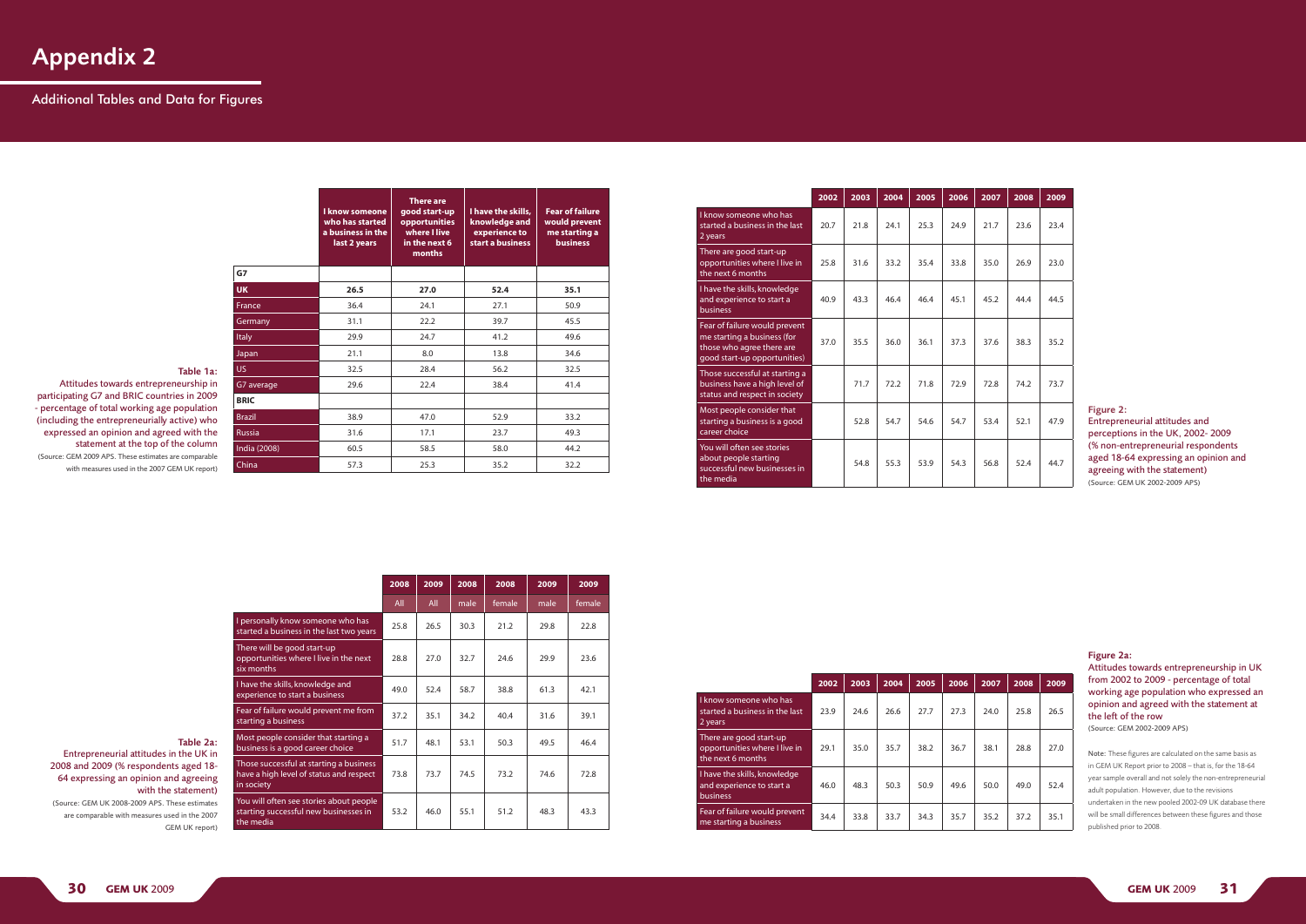# Appendix 2

## Additional Tables and Data for Figures

**Table 1a:** Attitudes towards entrepreneurship in participating G7 and BRIC countries in 2009 - percentage of total working age population (including the entrepreneurially active) who expressed an opinion and agreed with the statement at the top of the column

(Source: GEM 2009 APS. These estimates are comparable with measures used in the 2007 GEM UK report)

| | I know someone who has started a business in the last 2 years | There are good start-up opportunities where I live in the next 6 months | I have the skills, knowledge and experience to start a business | Fear of failure would prevent me starting a business |
|---|---|---|---|---|
| **G7** | | | | |
| **UK** | **26.5** | **27.0** | **52.4** | **35.1** |
| France | 36.4 | 24.1 | 27.1 | 50.9 |
| Germany | 31.1 | 22.2 | 39.7 | 45.5 |
| Italy | 29.9 | 24.7 | 41.2 | 49.6 |
| Japan | 21.1 | 8.0 | 13.8 | 34.6 |
| US | 32.5 | 28.4 | 56.2 | 32.5 |
| G7 average | 29.6 | 22.4 | 38.4 | 41.4 |
| **BRIC** | | | | |
| Brazil | 38.9 | 47.0 | 52.9 | 33.2 |
| Russia | 31.6 | 17.1 | 23.7 | 49.3 |
| India (2008) | 60.5 | 58.5 | 58.0 | 44.2 |
| China | 57.3 | 25.3 | 35.2 | 32.2 |

**Table 2a:** Entrepreneurial attitudes in the UK in 2008 and 2009 (% respondents aged 18-64 expressing an opinion and agreeing with the statement)

(Source: GEM UK 2008-2009 APS. These estimates are comparable with measures used in the 2007 GEM UK report)

| | 2008 | 2009 | 2008 | 2008 | 2009 | 2009 |
|---|---|---|---|---|---|---|
| | All | All | male | female | male | female |
| I personally know someone who has started a business in the last two years | 25.8 | 26.5 | 30.3 | 21.2 | 29.8 | 22.8 |
| There will be good start-up opportunities where I live in the next six months | 28.8 | 27.0 | 32.7 | 24.6 | 29.9 | 23.6 |
| I have the skills, knowledge and experience to start a business | 49.0 | 52.4 | 58.7 | 38.8 | 61.3 | 42.1 |
| Fear of failure would prevent me from starting a business | 37.2 | 35.1 | 34.2 | 40.4 | 31.6 | 39.1 |
| Most people consider that starting a business is a good career choice | 51.7 | 48.1 | 53.1 | 50.3 | 49.5 | 46.4 |
| Those successful at starting a business have a high level of status and respect in society | 73.8 | 73.7 | 74.5 | 73.2 | 74.6 | 72.8 |
| You will often see stories about people starting successful new businesses in the media | 53.2 | 46.0 | 55.1 | 51.2 | 48.3 | 43.3 |

**Figure 2:** Entrepreneurial attitudes and perceptions in the UK, 2002- 2009 (% non-entrepreneurial respondents aged 18-64 expressing an opinion and agreeing with the statement)

(Source: GEM UK 2002-2009 APS)

| | 2002 | 2003 | 2004 | 2005 | 2006 | 2007 | 2008 | 2009 |
|---|---|---|---|---|---|---|---|---|
| I know someone who has started a business in the last 2 years | 20.7 | 21.8 | 24.1 | 25.3 | 24.9 | 21.7 | 23.6 | 23.4 |
| There are good start-up opportunities where I live in the next 6 months | 25.8 | 31.6 | 33.2 | 35.4 | 33.8 | 35.0 | 26.9 | 23.0 |
| I have the skills, knowledge and experience to start a business | 40.9 | 43.3 | 46.4 | 46.4 | 45.1 | 45.2 | 44.4 | 44.5 |
| Fear of failure would prevent me starting a business (for those who agree there are good start-up opportunities) | 37.0 | 35.5 | 36.0 | 36.1 | 37.3 | 37.6 | 38.3 | 35.2 |
| Those successful at starting a business have a high level of status and respect in society | | 71.7 | 72.2 | 71.8 | 72.9 | 72.8 | 74.2 | 73.7 |
| Most people consider that starting a business is a good career choice | | 52.8 | 54.7 | 54.6 | 54.7 | 53.4 | 52.1 | 47.9 |
| You will often see stories about people starting successful new businesses in the media | | 54.8 | 55.3 | 53.9 | 54.3 | 56.8 | 52.4 | 44.7 |

**Figure 2a:** Attitudes towards entrepreneurship in UK from 2002 to 2009 - percentage of total working age population who expressed an opinion and agreed with the statement at the left of the row

(Source: GEM 2002-2009 APS)

| | 2002 | 2003 | 2004 | 2005 | 2006 | 2007 | 2008 | 2009 |
|---|---|---|---|---|---|---|---|---|
| I know someone who has started a business in the last 2 years | 23.9 | 24.6 | 26.6 | 27.7 | 27.3 | 24.0 | 25.8 | 26.5 |
| There are good start-up opportunities where I live in the next 6 months | 29.1 | 35.0 | 35.7 | 38.2 | 36.7 | 38.1 | 28.8 | 27.0 |
| I have the skills, knowledge and experience to start a business | 46.0 | 48.3 | 50.3 | 50.9 | 49.6 | 50.0 | 49.0 | 52.4 |
| Fear of failure would prevent me starting a business | 34.4 | 33.8 | 33.7 | 34.3 | 35.7 | 35.2 | 37.2 | 35.1 |

Note: These figures are calculated on the same basis as in GEM UK Report prior to 2008 – that is, for the 18-64 year sample overall and not solely the non-entrepreneurial adult population. However, due to the revisions undertaken in the new pooled 2002-09 UK database there will be small differences between these figures and those published prior to 2008.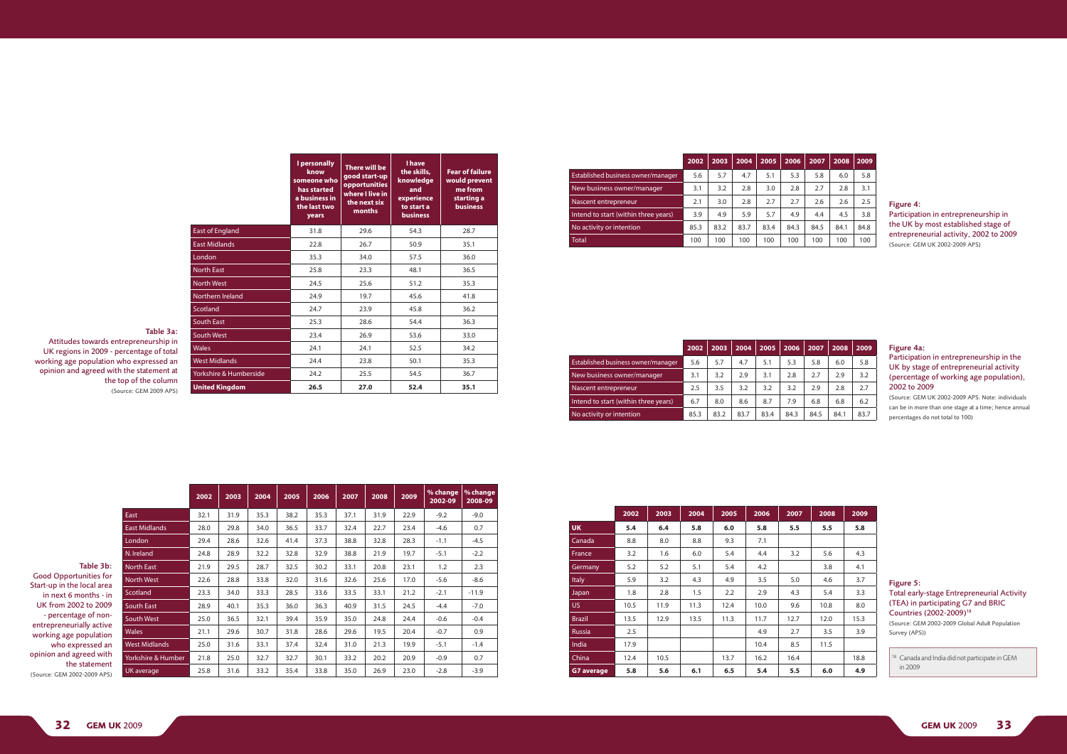**Table 3a:**
Attitudes towards entrepreneurship in UK regions in 2009 - percentage of total working age population who expressed an opinion and agreed with the statement at the top of the column
(Source: GEM 2009 APS)

| | I personally know someone who has started a business in the last two years | There will be good start-up opportunities where I live in the next six months | I have the skills, knowledge and experience to start a business | Fear of failure would prevent me from starting a business |
|---|---|---|---|---|
| East of England | 31.8 | 29.6 | 54.3 | 28.7 |
| East Midlands | 22.8 | 26.7 | 50.9 | 35.1 |
| London | 35.3 | 34.0 | 57.5 | 36.0 |
| North East | 25.8 | 23.3 | 48.1 | 36.5 |
| North West | 24.5 | 25.6 | 51.2 | 35.3 |
| Northern Ireland | 24.9 | 19.7 | 45.6 | 41.8 |
| Scotland | 24.7 | 23.9 | 45.8 | 36.2 |
| South East | 25.3 | 28.6 | 54.4 | 36.3 |
| South West | 23.4 | 26.9 | 53.6 | 33.0 |
| Wales | 24.1 | 24.1 | 52.5 | 34.2 |
| West Midlands | 24.4 | 23.8 | 50.1 | 35.3 |
| Yorkshire & Humberside | 24.2 | 25.5 | 54.5 | 36.7 |
| **United Kingdom** | **26.5** | **27.0** | **52.4** | **35.1** |

**Table 3b:**
Good Opportunities for Start-up in the local area in next 6 months - in UK from 2002 to 2009 - percentage of non-entrepreneurially active working age population who expressed an opinion and agreed with the statement
(Source: GEM 2002-2009 APS)

| | 2002 | 2003 | 2004 | 2005 | 2006 | 2007 | 2008 | 2009 | % change 2002-09 | % change 2008-09 |
|---|---|---|---|---|---|---|---|---|---|---|
| East | 32.1 | 31.9 | 35.3 | 38.2 | 35.3 | 37.1 | 31.9 | 22.9 | -9.2 | -9.0 |
| East Midlands | 28.0 | 29.8 | 34.0 | 36.5 | 33.7 | 32.4 | 22.7 | 23.4 | -4.6 | 0.7 |
| London | 29.4 | 28.6 | 32.6 | 41.4 | 37.3 | 38.8 | 32.8 | 28.3 | -1.1 | -4.5 |
| N. Ireland | 24.8 | 28.9 | 32.2 | 32.8 | 32.9 | 38.8 | 21.9 | 19.7 | -5.1 | -2.2 |
| North East | 21.9 | 29.5 | 28.7 | 32.5 | 30.2 | 33.1 | 20.8 | 23.1 | 1.2 | 2.3 |
| North West | 22.6 | 28.8 | 33.8 | 32.0 | 31.6 | 32.6 | 25.6 | 17.0 | -5.6 | -8.6 |
| Scotland | 23.3 | 34.0 | 33.3 | 28.5 | 33.6 | 33.5 | 33.1 | 21.2 | -2.1 | -11.9 |
| South East | 28.9 | 40.1 | 35.3 | 36.0 | 36.3 | 40.9 | 31.5 | 24.5 | -4.4 | -7.0 |
| South West | 25.0 | 36.5 | 32.1 | 39.4 | 35.9 | 35.0 | 24.8 | 24.4 | -0.6 | -0.4 |
| Wales | 21.1 | 29.6 | 30.7 | 31.8 | 28.6 | 29.6 | 19.5 | 20.4 | -0.7 | 0.9 |
| West Midlands | 25.0 | 31.6 | 33.1 | 37.4 | 32.4 | 31.0 | 21.3 | 19.9 | -5.1 | -1.4 |
| Yorkshire & Humber | 21.8 | 25.0 | 32.7 | 32.7 | 30.1 | 33.2 | 20.2 | 20.9 | -0.9 | 0.7 |
| UK average | 25.8 | 31.6 | 33.2 | 35.4 | 33.8 | 35.0 | 26.9 | 23.0 | -2.8 | -3.9 |

**Figure 4:**
Participation in entrepreneurship in the UK by most established stage of entrepreneurial activity, 2002 to 2009
(Source: GEM UK 2002-2009 APS)

| | 2002 | 2003 | 2004 | 2005 | 2006 | 2007 | 2008 | 2009 |
|---|---|---|---|---|---|---|---|---|
| Established business owner/manager | 5.6 | 5.7 | 4.7 | 5.1 | 5.3 | 5.8 | 6.0 | 5.8 |
| New business owner/manager | 3.1 | 3.2 | 2.8 | 3.0 | 2.8 | 2.7 | 2.8 | 3.1 |
| Nascent entrepreneur | 2.1 | 3.0 | 2.8 | 2.7 | 2.7 | 2.6 | 2.6 | 2.5 |
| Intend to start (within three years) | 3.9 | 4.9 | 5.9 | 5.7 | 4.9 | 4.4 | 4.5 | 3.8 |
| No activity or intention | 85.3 | 83.2 | 83.7 | 83.4 | 84.3 | 84.5 | 84.1 | 84.8 |
| Total | 100 | 100 | 100 | 100 | 100 | 100 | 100 | 100 |

**Figure 4a:**
Participation in entrepreneurship in the UK by stage of entrepreneurial activity (percentage of working age population), 2002 to 2009
(Source: GEM UK 2002-2009 APS. Note: individuals can be in more than one stage at a time; hence annual percentages do not total to 100)

| | 2002 | 2003 | 2004 | 2005 | 2006 | 2007 | 2008 | 2009 |
|---|---|---|---|---|---|---|---|---|
| Established business owner/manager | 5.6 | 5.7 | 4.7 | 5.1 | 5.3 | 5.8 | 6.0 | 5.8 |
| New business owner/manager | 3.1 | 3.2 | 2.9 | 3.1 | 2.8 | 2.7 | 2.9 | 3.2 |
| Nascent entrepreneur | 2.5 | 3.5 | 3.2 | 3.2 | 3.2 | 2.9 | 2.8 | 2.7 |
| Intend to start (within three years) | 6.7 | 8.0 | 8.6 | 8.7 | 7.9 | 6.8 | 6.8 | 6.2 |
| No activity or intention | 85.3 | 83.2 | 83.7 | 83.4 | 84.3 | 84.5 | 84.1 | 83.7 |

**Figure 5:**
Total early-stage Entrepreneurial Activity (TEA) in participating G7 and BRIC Countries (2002-2009)[18]
(Source: GEM 2002-2009 Global Adult Population Survey (APS))

| | 2002 | 2003 | 2004 | 2005 | 2006 | 2007 | 2008 | 2009 |
|---|---|---|---|---|---|---|---|---|
| **UK** | **5.4** | **6.4** | **5.8** | **6.0** | **5.8** | **5.5** | **5.5** | **5.8** |
| Canada | 8.8 | 8.0 | 8.8 | 9.3 | 7.1 | | | |
| France | 3.2 | 1.6 | 6.0 | 5.4 | 4.4 | 3.2 | 5.6 | 4.3 |
| Germany | 5.2 | 5.2 | 5.1 | 5.4 | 4.2 | | 3.8 | 4.1 |
| Italy | 5.9 | 3.2 | 4.3 | 4.9 | 3.5 | 5.0 | 4.6 | 3.7 |
| Japan | 1.8 | 2.8 | 1.5 | 2.2 | 2.9 | 4.3 | 5.4 | 3.3 |
| US | 10.5 | 11.9 | 11.3 | 12.4 | 10.0 | 9.6 | 10.8 | 8.0 |
| Brazil | 13.5 | 12.9 | 13.5 | 11.3 | 11.7 | 12.7 | 12.0 | 15.3 |
| Russia | 2.5 | | | | 4.9 | 2.7 | 3.5 | 3.9 |
| India | 17.9 | | | | 10.4 | 8.5 | 11.5 | |
| China | 12.4 | 10.5 | | 13.7 | 16.2 | 16.4 | | 18.8 |
| **G7 average** | **5.8** | **5.6** | **6.1** | **6.5** | **5.4** | **5.5** | **6.0** | **4.9** |

[18] Canada and India did not participate in GEM in 2009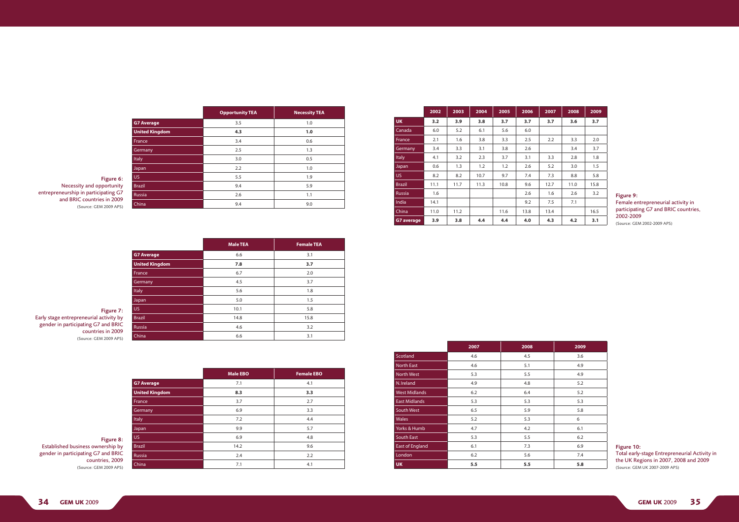**Figure 6:** Necessity and opportunity entrepreneurship in participating G7 and BRIC countries in 2009
(Source: GEM 2009 APS)

| | Opportunity TEA | Necessity TEA |
|---|---|---|
| **G7 Average** | 3.5 | 1.0 |
| **United Kingdom** | **4.3** | **1.0** |
| France | 3.4 | 0.6 |
| Germany | 2.5 | 1.3 |
| Italy | 3.0 | 0.5 |
| Japan | 2.2 | 1.0 |
| US | 5.5 | 1.9 |
| Brazil | 9.4 | 5.9 |
| Russia | 2.6 | 1.1 |
| China | 9.4 | 9.0 |

**Figure 7:** Early stage entrepreneurial activity by gender in participating G7 and BRIC countries in 2009
(Source: GEM 2009 APS)

| | Male TEA | Female TEA |
|---|---|---|
| **G7 Average** | 6.6 | 3.1 |
| **United Kingdom** | **7.8** | **3.7** |
| France | 6.7 | 2.0 |
| Germany | 4.5 | 3.7 |
| Italy | 5.6 | 1.8 |
| Japan | 5.0 | 1.5 |
| US | 10.1 | 5.8 |
| Brazil | 14.8 | 15.8 |
| Russia | 4.6 | 3.2 |
| China | 6.6 | 3.1 |

**Figure 8:** Established business ownership by gender in participating G7 and BRIC countries, 2009
(Source: GEM 2009 APS)

| | Male EBO | Female EBO |
|---|---|---|
| **G7 Average** | 7.1 | 4.1 |
| **United Kingdom** | **8.3** | **3.3** |
| France | 3.7 | 2.7 |
| Germany | 6.9 | 3.3 |
| Italy | 7.2 | 4.4 |
| Japan | 9.9 | 5.7 |
| US | 6.9 | 4.8 |
| Brazil | 14.2 | 9.6 |
| Russia | 2.4 | 2.2 |
| China | 7.1 | 4.1 |

**Figure 9:** Female entrepreneurial activity in participating G7 and BRIC countries, 2002-2009
(Source: GEM 2002-2009 APS)

| | 2002 | 2003 | 2004 | 2005 | 2006 | 2007 | 2008 | 2009 |
|---|---|---|---|---|---|---|---|---|
| **UK** | **3.2** | **3.9** | **3.8** | **3.7** | **3.7** | **3.7** | **3.6** | **3.7** |
| Canada | 6.0 | 5.2 | 6.1 | 5.6 | 6.0 | | | |
| France | 2.1 | 1.6 | 3.8 | 3.3 | 2.5 | 2.2 | 3.3 | 2.0 |
| Germany | 3.4 | 3.3 | 3.1 | 3.8 | 2.6 | | 3.4 | 3.7 |
| Italy | 4.1 | 3.2 | 2.3 | 3.7 | 3.1 | 3.3 | 2.8 | 1.8 |
| Japan | 0.6 | 1.3 | 1.2 | 1.2 | 2.6 | 5.2 | 3.0 | 1.5 |
| US | 8.2 | 8.2 | 10.7 | 9.7 | 7.4 | 7.3 | 8.8 | 5.8 |
| Brazil | 11.1 | 11.7 | 11.3 | 10.8 | 9.6 | 12.7 | 11.0 | 15.8 |
| Russia | 1.6 | | | | 2.6 | 1.6 | 2.6 | 3.2 |
| India | 14.1 | | | | 9.2 | 7.5 | 7.1 | |
| China | 11.0 | 11.2 | | 11.6 | 13.8 | 13.4 | | 16.5 |
| **G7 average** | **3.9** | **3.8** | **4.4** | **4.4** | **4.0** | **4.3** | **4.2** | **3.1** |

**Figure 10:** Total early-stage Entrepreneurial Activity in the UK Regions in 2007, 2008 and 2009
(Source: GEM UK 2007-2009 APS)

| | 2007 | 2008 | 2009 |
|---|---|---|---|
| Scotland | 4.6 | 4.5 | 3.6 |
| North East | 4.6 | 5.1 | 4.9 |
| North West | 5.3 | 5.5 | 4.9 |
| N.Ireland | 4.9 | 4.8 | 5.2 |
| West Midlands | 6.2 | 6.4 | 5.2 |
| East Midlands | 5.3 | 5.3 | 5.3 |
| South West | 6.5 | 5.9 | 5.8 |
| Wales | 5.2 | 5.3 | 6 |
| Yorks & Humb | 4.7 | 4.2 | 6.1 |
| South East | 5.3 | 5.5 | 6.2 |
| East of England | 6.1 | 7.3 | 6.9 |
| London | 6.2 | 5.6 | 7.4 |
| **UK** | **5.5** | **5.5** | **5.8** |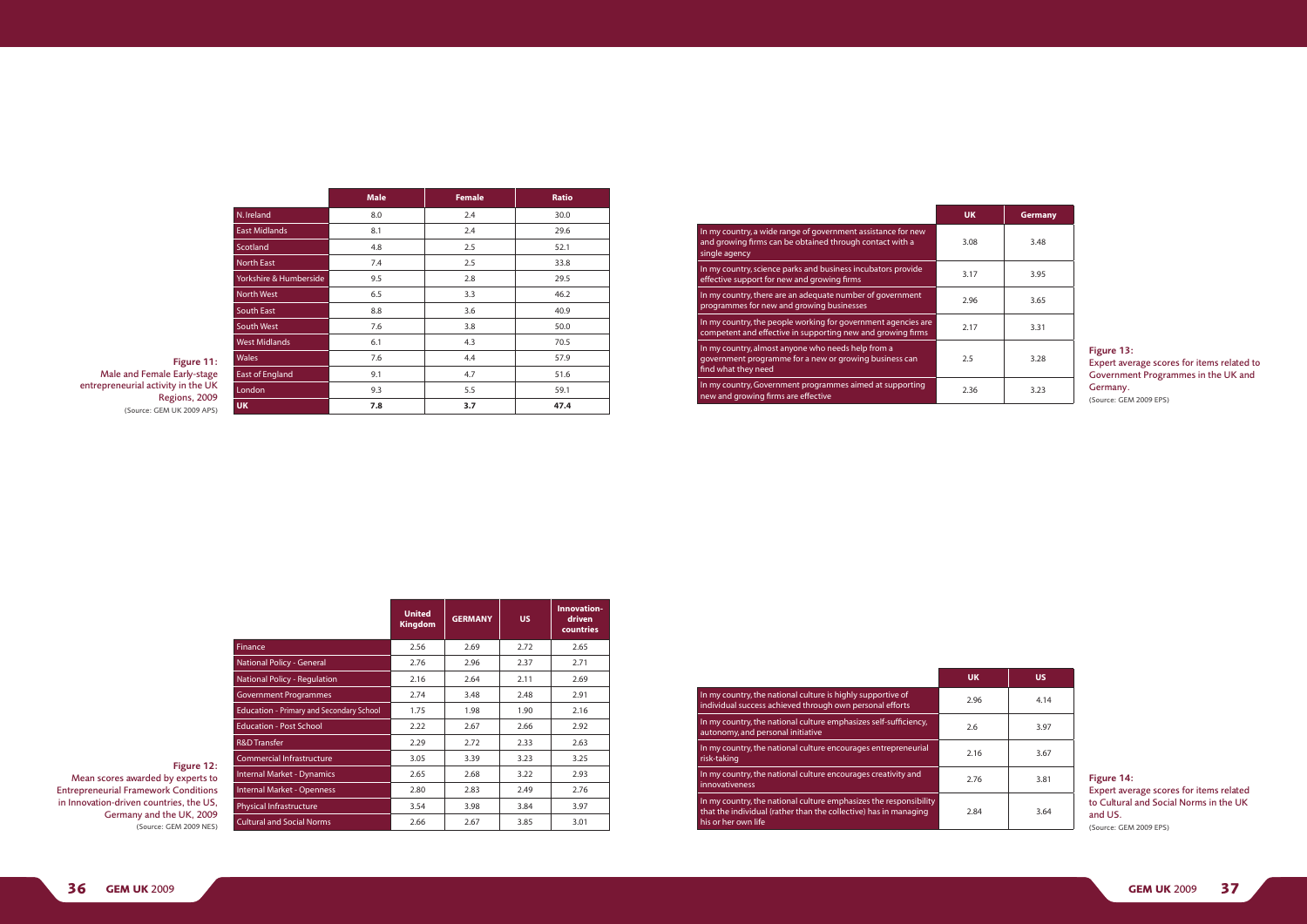**Figure 11:**
Male and Female Early-stage entrepreneurial activity in the UK Regions, 2009
(Source: GEM UK 2009 APS)

| | Male | Female | Ratio |
|---|---|---|---|
| N. Ireland | 8.0 | 2.4 | 30.0 |
| East Midlands | 8.1 | 2.4 | 29.6 |
| Scotland | 4.8 | 2.5 | 52.1 |
| North East | 7.4 | 2.5 | 33.8 |
| Yorkshire & Humberside | 9.5 | 2.8 | 29.5 |
| North West | 6.5 | 3.3 | 46.2 |
| South East | 8.8 | 3.6 | 40.9 |
| South West | 7.6 | 3.8 | 50.0 |
| West Midlands | 6.1 | 4.3 | 70.5 |
| Wales | 7.6 | 4.4 | 57.9 |
| East of England | 9.1 | 4.7 | 51.6 |
| London | 9.3 | 5.5 | 59.1 |
| **UK** | **7.8** | **3.7** | **47.4** |

**Figure 12:**
Mean scores awarded by experts to Entrepreneurial Framework Conditions in Innovation-driven countries, the US, Germany and the UK, 2009
(Source: GEM 2009 NES)

| | United Kingdom | GERMANY | US | Innovation-driven countries |
|---|---|---|---|---|
| Finance | 2.56 | 2.69 | 2.72 | 2.65 |
| National Policy - General | 2.76 | 2.96 | 2.37 | 2.71 |
| National Policy - Regulation | 2.16 | 2.64 | 2.11 | 2.69 |
| Government Programmes | 2.74 | 3.48 | 2.48 | 2.91 |
| Education - Primary and Secondary School | 1.75 | 1.98 | 1.90 | 2.16 |
| Education - Post School | 2.22 | 2.67 | 2.66 | 2.92 |
| R&D Transfer | 2.29 | 2.72 | 2.33 | 2.63 |
| Commercial Infrastructure | 3.05 | 3.39 | 3.23 | 3.25 |
| Internal Market - Dynamics | 2.65 | 2.68 | 3.22 | 2.93 |
| Internal Market - Openness | 2.80 | 2.83 | 2.49 | 2.76 |
| Physical Infrastructure | 3.54 | 3.98 | 3.84 | 3.97 |
| Cultural and Social Norms | 2.66 | 2.67 | 3.85 | 3.01 |

| | UK | Germany |
|---|---|---|
| In my country, a wide range of government assistance for new and growing firms can be obtained through contact with a single agency | 3.08 | 3.48 |
| In my country, science parks and business incubators provide effective support for new and growing firms | 3.17 | 3.95 |
| In my country, there are an adequate number of government programmes for new and growing businesses | 2.96 | 3.65 |
| In my country, the people working for government agencies are competent and effective in supporting new and growing firms | 2.17 | 3.31 |
| In my country, almost anyone who needs help from a government programme for a new or growing business can find what they need | 2.5 | 3.28 |
| In my country, Government programmes aimed at supporting new and growing firms are effective | 2.36 | 3.23 |

**Figure 13:**
Expert average scores for items related to Government Programmes in the UK and Germany.
(Source: GEM 2009 EPS)

| | UK | US |
|---|---|---|
| In my country, the national culture is highly supportive of individual success achieved through own personal efforts | 2.96 | 4.14 |
| In my country, the national culture emphasizes self-sufficiency, autonomy, and personal initiative | 2.6 | 3.97 |
| In my country, the national culture encourages entrepreneurial risk-taking | 2.16 | 3.67 |
| In my country, the national culture encourages creativity and innovativeness | 2.76 | 3.81 |
| In my country, the national culture emphasizes the responsibility that the individual (rather than the collective) has in managing his or her own life | 2.84 | 3.64 |

**Figure 14:**
Expert average scores for items related to Cultural and Social Norms in the UK and US.
(Source: GEM 2009 EPS)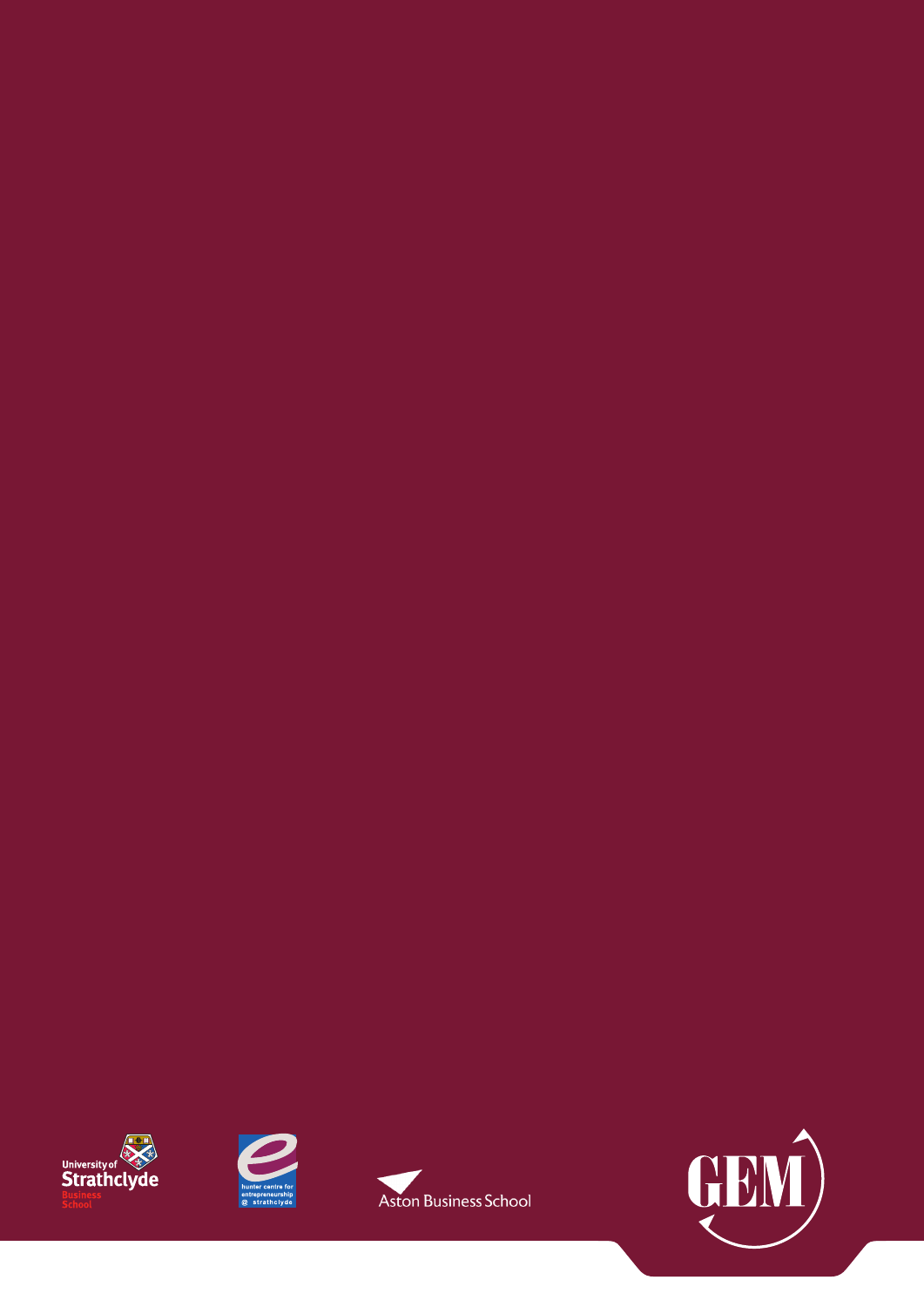University of Strathclyde Business School

hunter centre for entrepreneurship @ strathclyde

Aston Business School

GEM